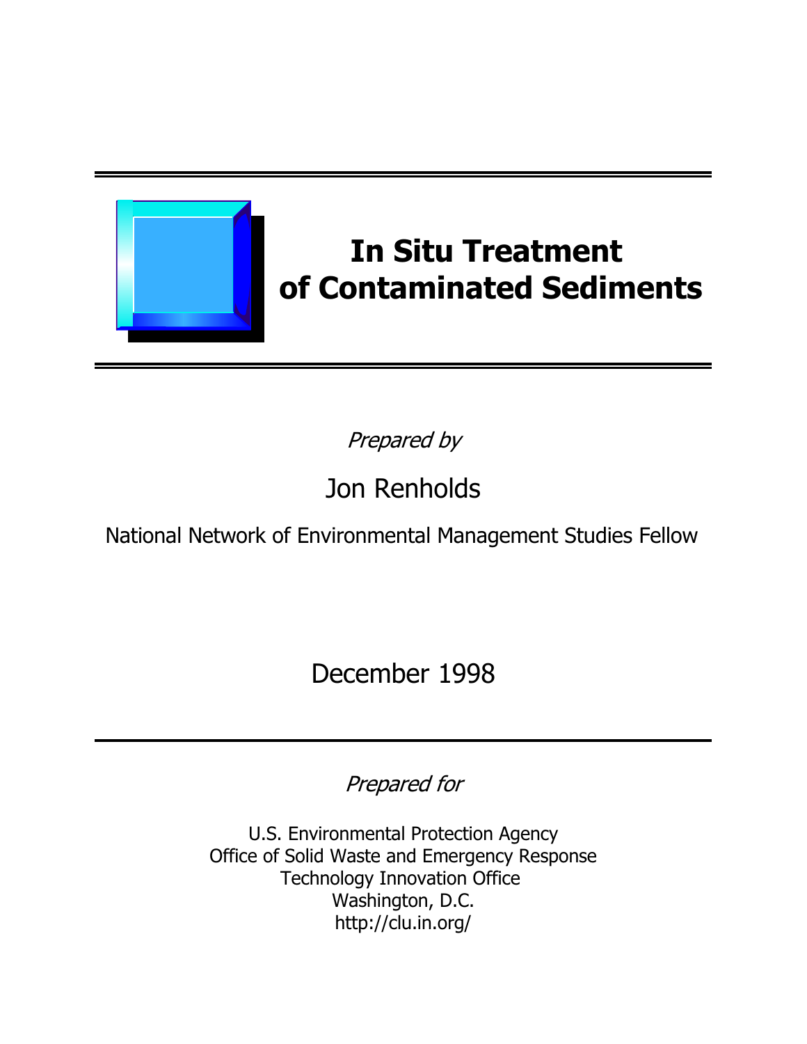# In Situ Treatment of Contaminated Sediments

*Prepared by*

Jon Renholds

National Network of Environmental Management Studies Fellow

December 1998

---

*Prepared for*

U.S. Environmental Protection Agency
Office of Solid Waste and Emergency Response
Technology Innovation Office
Washington, D.C.
http://clu.in.org/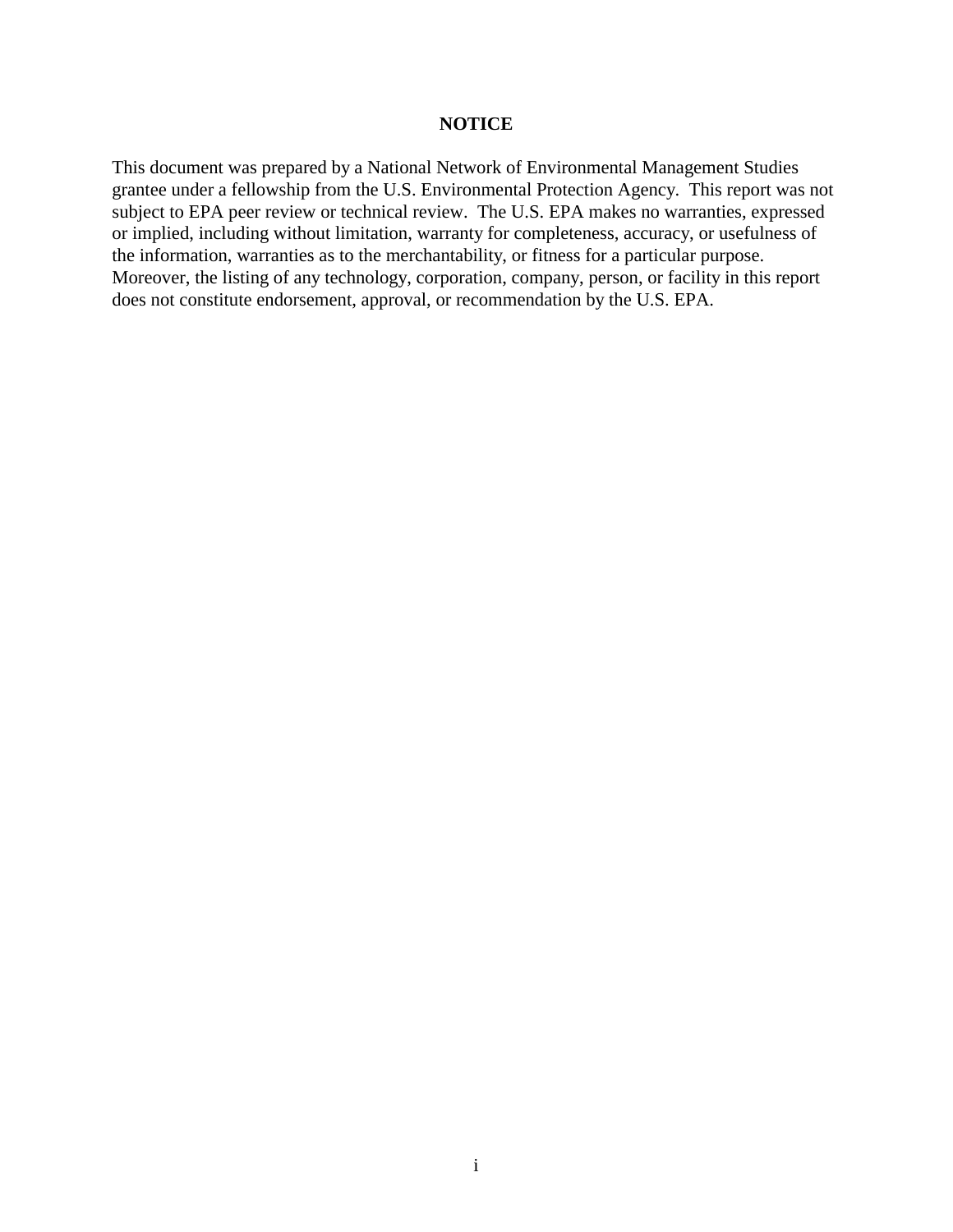# NOTICE

This document was prepared by a National Network of Environmental Management Studies grantee under a fellowship from the U.S. Environmental Protection Agency. This report was not subject to EPA peer review or technical review. The U.S. EPA makes no warranties, expressed or implied, including without limitation, warranty for completeness, accuracy, or usefulness of the information, warranties as to the merchantability, or fitness for a particular purpose. Moreover, the listing of any technology, corporation, company, person, or facility in this report does not constitute endorsement, approval, or recommendation by the U.S. EPA.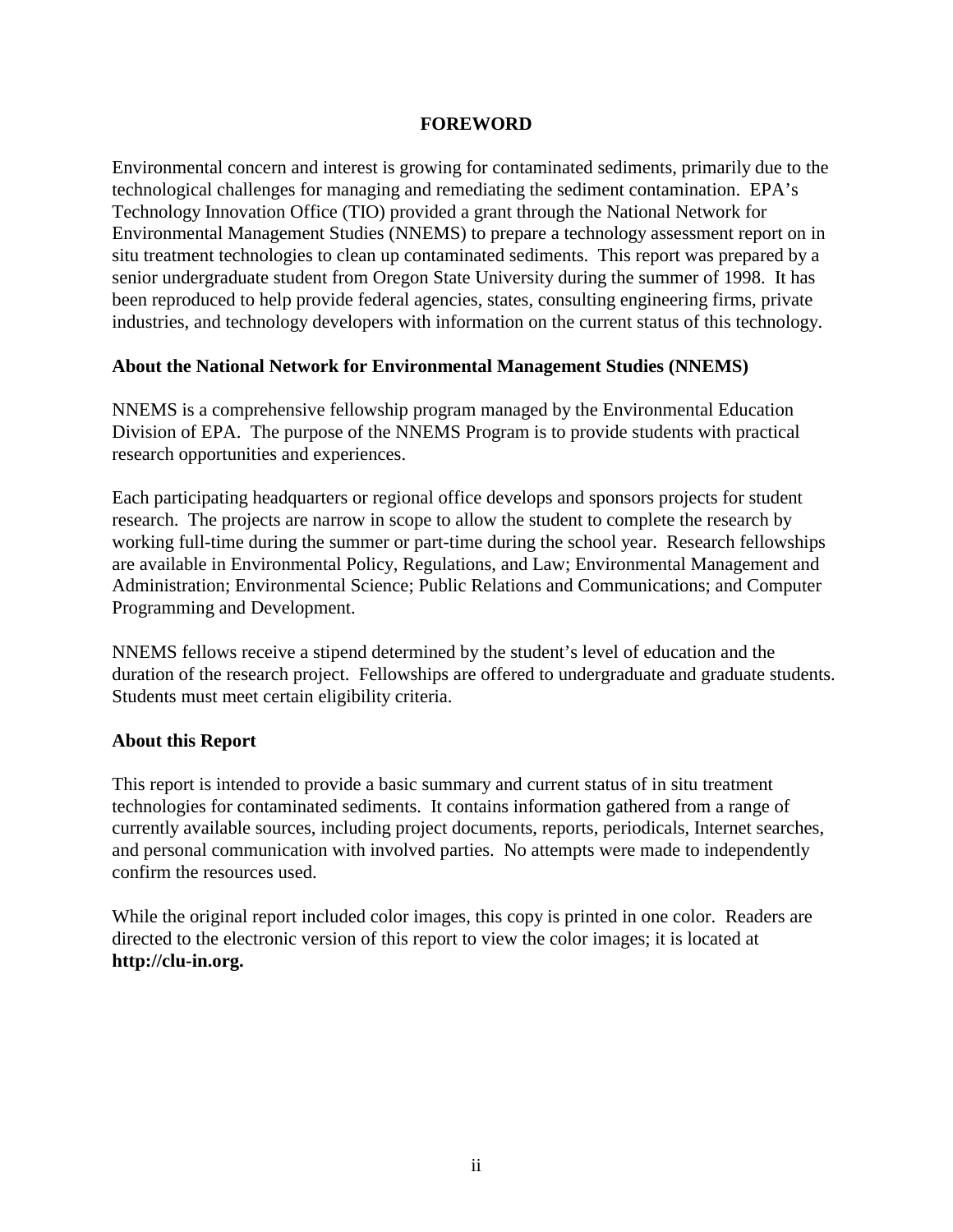# FOREWORD

Environmental concern and interest is growing for contaminated sediments, primarily due to the technological challenges for managing and remediating the sediment contamination. EPA's Technology Innovation Office (TIO) provided a grant through the National Network for Environmental Management Studies (NNEMS) to prepare a technology assessment report on in situ treatment technologies to clean up contaminated sediments. This report was prepared by a senior undergraduate student from Oregon State University during the summer of 1998. It has been reproduced to help provide federal agencies, states, consulting engineering firms, private industries, and technology developers with information on the current status of this technology.

## About the National Network for Environmental Management Studies (NNEMS)

NNEMS is a comprehensive fellowship program managed by the Environmental Education Division of EPA. The purpose of the NNEMS Program is to provide students with practical research opportunities and experiences.

Each participating headquarters or regional office develops and sponsors projects for student research. The projects are narrow in scope to allow the student to complete the research by working full-time during the summer or part-time during the school year. Research fellowships are available in Environmental Policy, Regulations, and Law; Environmental Management and Administration; Environmental Science; Public Relations and Communications; and Computer Programming and Development.

NNEMS fellows receive a stipend determined by the student's level of education and the duration of the research project. Fellowships are offered to undergraduate and graduate students. Students must meet certain eligibility criteria.

## About this Report

This report is intended to provide a basic summary and current status of in situ treatment technologies for contaminated sediments. It contains information gathered from a range of currently available sources, including project documents, reports, periodicals, Internet searches, and personal communication with involved parties. No attempts were made to independently confirm the resources used.

While the original report included color images, this copy is printed in one color. Readers are directed to the electronic version of this report to view the color images; it is located at **http://clu-in.org.**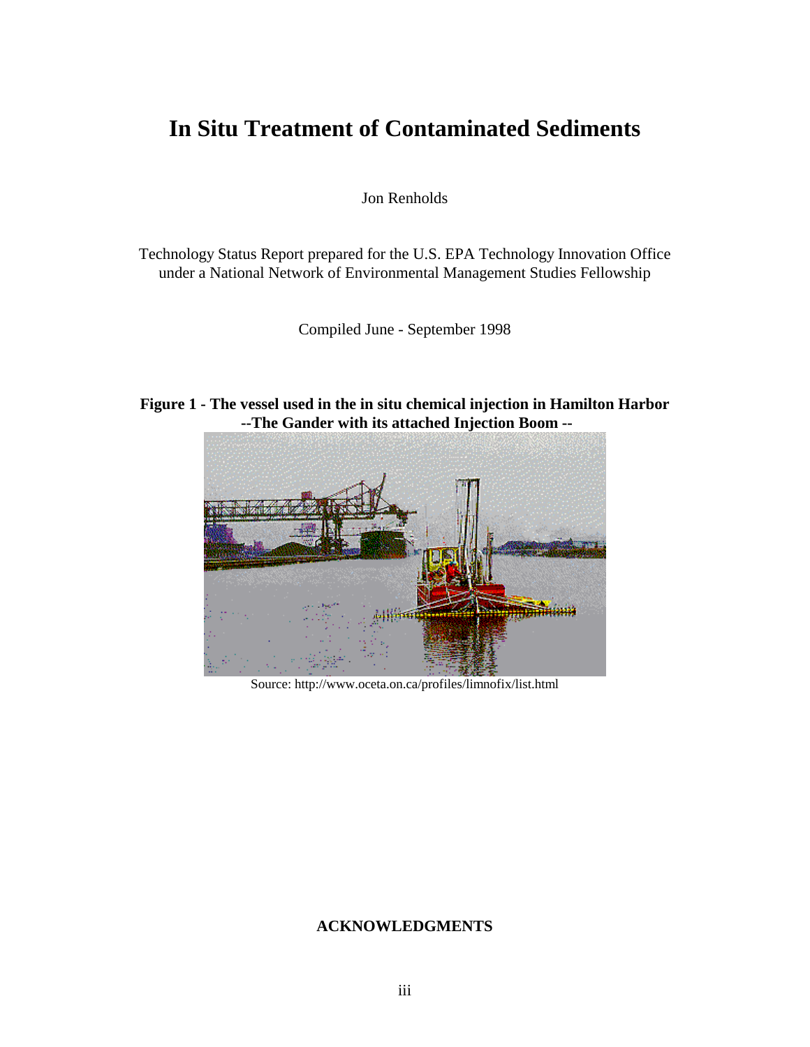# In Situ Treatment of Contaminated Sediments

Jon Renholds

Technology Status Report prepared for the U.S. EPA Technology Innovation Office under a National Network of Environmental Management Studies Fellowship

Compiled June - September 1998

**Figure 1 - The vessel used in the in situ chemical injection in Hamilton Harbor --The Gander with its attached Injection Boom --**

Source: http://www.oceta.on.ca/profiles/limnofix/list.html

**ACKNOWLEDGMENTS**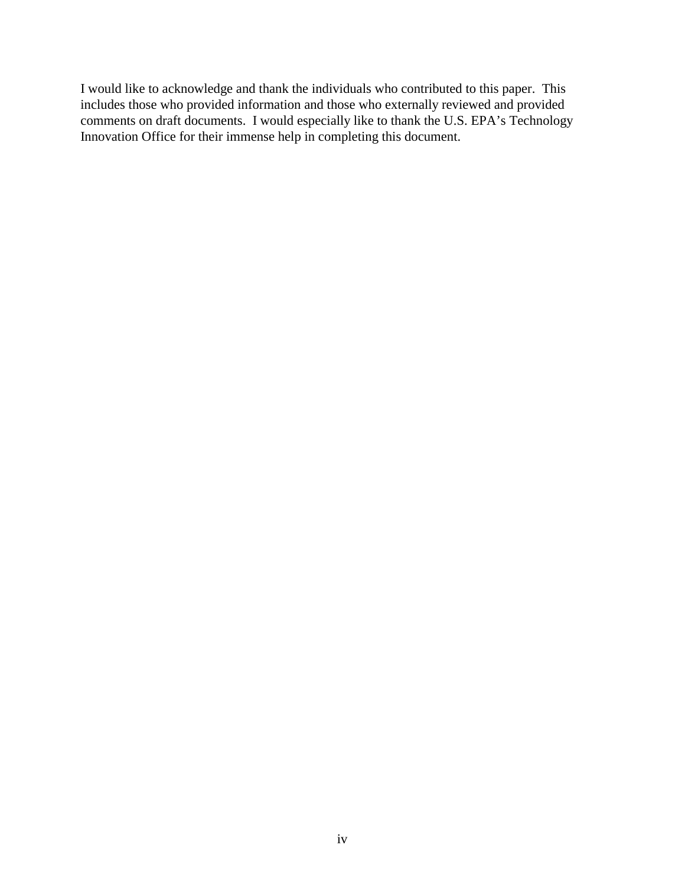I would like to acknowledge and thank the individuals who contributed to this paper. This includes those who provided information and those who externally reviewed and provided comments on draft documents. I would especially like to thank the U.S. EPA's Technology Innovation Office for their immense help in completing this document.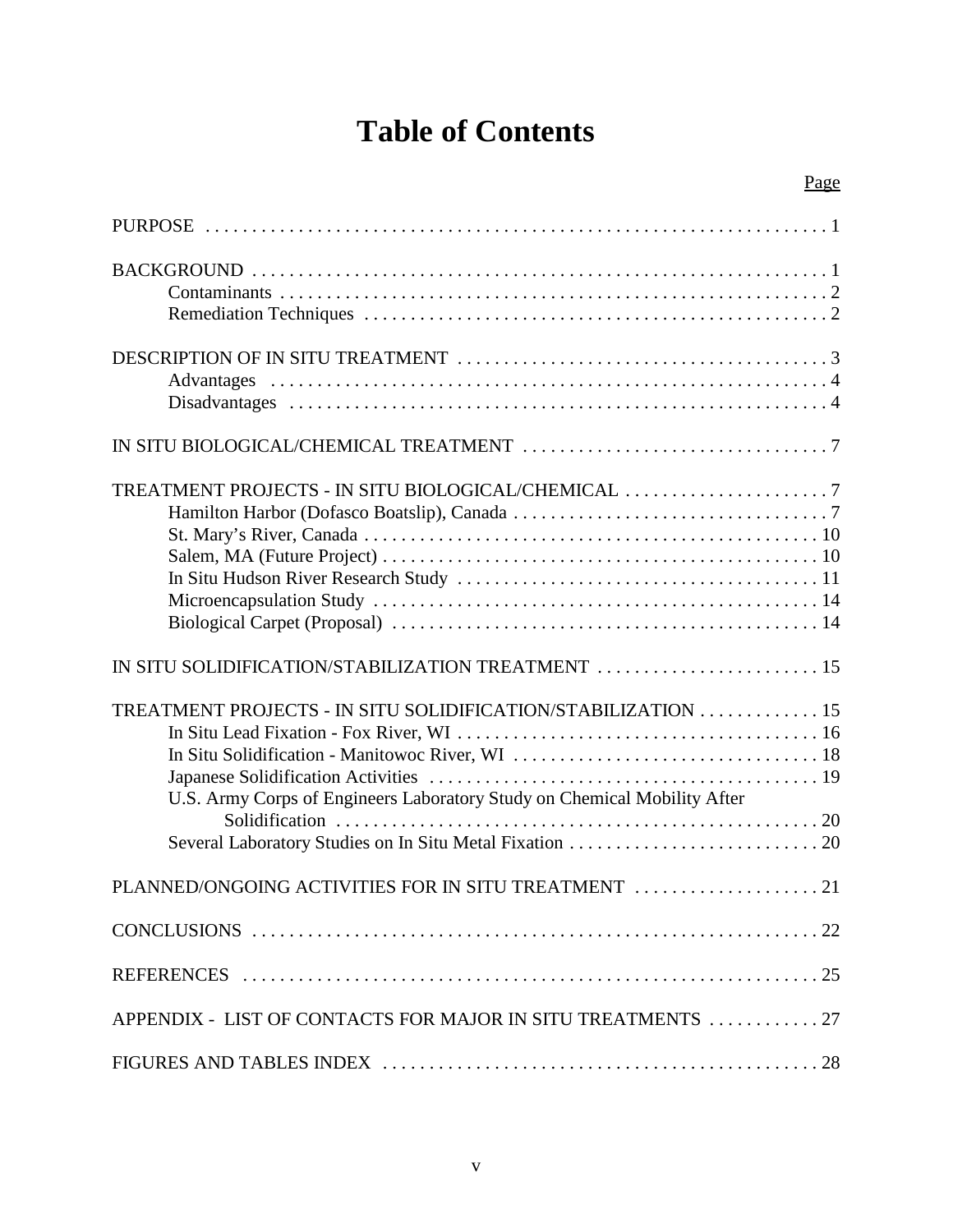# Table of Contents

| | Page |
|---|---|
| PURPOSE | 1 |
| BACKGROUND | 1 |
| Contaminants | 2 |
| Remediation Techniques | 2 |
| DESCRIPTION OF IN SITU TREATMENT | 3 |
| Advantages | 4 |
| Disadvantages | 4 |
| IN SITU BIOLOGICAL/CHEMICAL TREATMENT | 7 |
| TREATMENT PROJECTS - IN SITU BIOLOGICAL/CHEMICAL | 7 |
| Hamilton Harbor (Dofasco Boatslip), Canada | 7 |
| St. Mary's River, Canada | 10 |
| Salem, MA (Future Project) | 10 |
| In Situ Hudson River Research Study | 11 |
| Microencapsulation Study | 14 |
| Biological Carpet (Proposal) | 14 |
| IN SITU SOLIDIFICATION/STABILIZATION TREATMENT | 15 |
| TREATMENT PROJECTS - IN SITU SOLIDIFICATION/STABILIZATION | 15 |
| In Situ Lead Fixation - Fox River, WI | 16 |
| In Situ Solidification - Manitowoc River, WI | 18 |
| Japanese Solidification Activities | 19 |
| U.S. Army Corps of Engineers Laboratory Study on Chemical Mobility After Solidification | 20 |
| Several Laboratory Studies on In Situ Metal Fixation | 20 |
| PLANNED/ONGOING ACTIVITIES FOR IN SITU TREATMENT | 21 |
| CONCLUSIONS | 22 |
| REFERENCES | 25 |
| APPENDIX - LIST OF CONTACTS FOR MAJOR IN SITU TREATMENTS | 27 |
| FIGURES AND TABLES INDEX | 28 |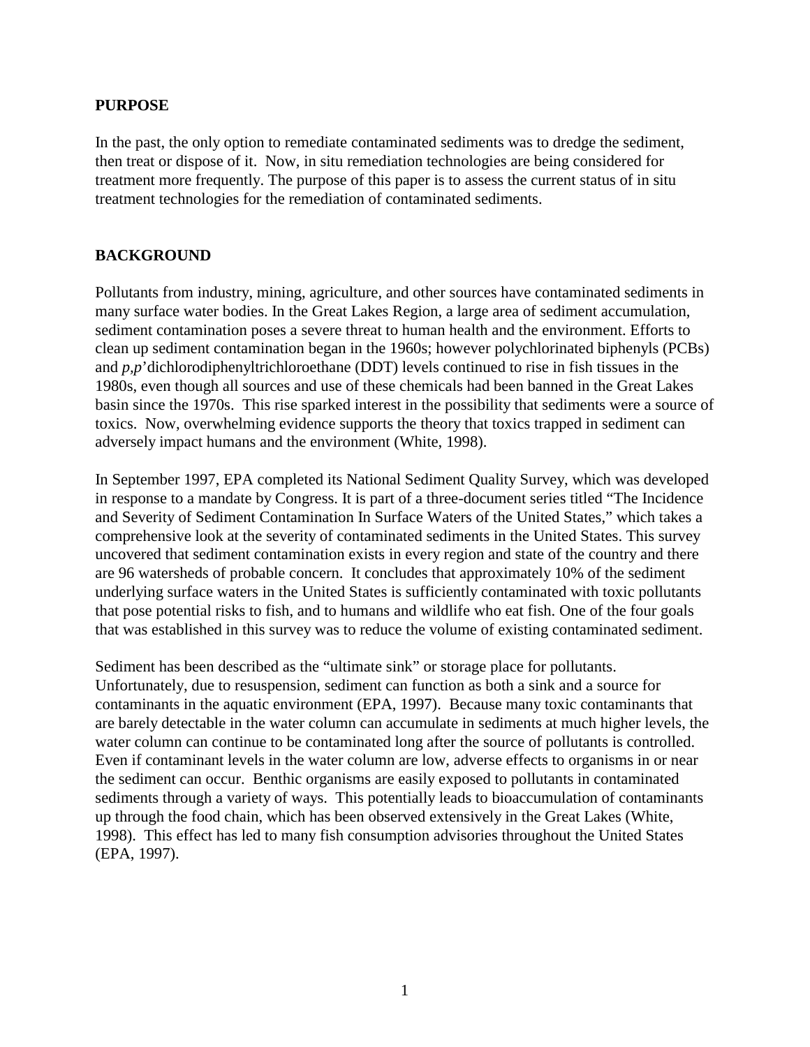## PURPOSE

In the past, the only option to remediate contaminated sediments was to dredge the sediment, then treat or dispose of it. Now, in situ remediation technologies are being considered for treatment more frequently. The purpose of this paper is to assess the current status of in situ treatment technologies for the remediation of contaminated sediments.

## BACKGROUND

Pollutants from industry, mining, agriculture, and other sources have contaminated sediments in many surface water bodies. In the Great Lakes Region, a large area of sediment accumulation, sediment contamination poses a severe threat to human health and the environment. Efforts to clean up sediment contamination began in the 1960s; however polychlorinated biphenyls (PCBs) and *p,p*'dichlorodiphenyltrichloroethane (DDT) levels continued to rise in fish tissues in the 1980s, even though all sources and use of these chemicals had been banned in the Great Lakes basin since the 1970s. This rise sparked interest in the possibility that sediments were a source of toxics. Now, overwhelming evidence supports the theory that toxics trapped in sediment can adversely impact humans and the environment (White, 1998).

In September 1997, EPA completed its National Sediment Quality Survey, which was developed in response to a mandate by Congress. It is part of a three-document series titled "The Incidence and Severity of Sediment Contamination In Surface Waters of the United States," which takes a comprehensive look at the severity of contaminated sediments in the United States. This survey uncovered that sediment contamination exists in every region and state of the country and there are 96 watersheds of probable concern. It concludes that approximately 10% of the sediment underlying surface waters in the United States is sufficiently contaminated with toxic pollutants that pose potential risks to fish, and to humans and wildlife who eat fish. One of the four goals that was established in this survey was to reduce the volume of existing contaminated sediment.

Sediment has been described as the "ultimate sink" or storage place for pollutants. Unfortunately, due to resuspension, sediment can function as both a sink and a source for contaminants in the aquatic environment (EPA, 1997). Because many toxic contaminants that are barely detectable in the water column can accumulate in sediments at much higher levels, the water column can continue to be contaminated long after the source of pollutants is controlled. Even if contaminant levels in the water column are low, adverse effects to organisms in or near the sediment can occur. Benthic organisms are easily exposed to pollutants in contaminated sediments through a variety of ways. This potentially leads to bioaccumulation of contaminants up through the food chain, which has been observed extensively in the Great Lakes (White, 1998). This effect has led to many fish consumption advisories throughout the United States (EPA, 1997).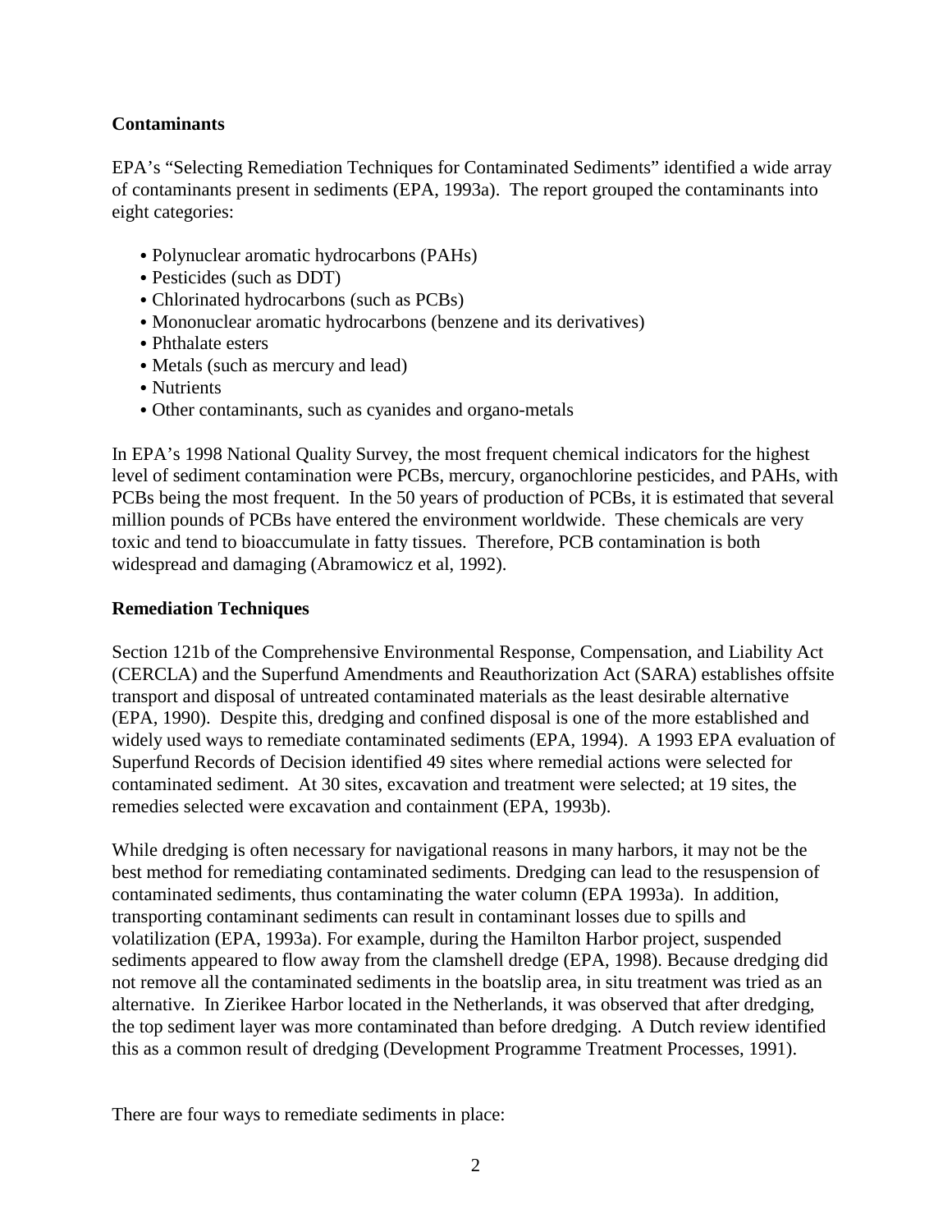## Contaminants

EPA's "Selecting Remediation Techniques for Contaminated Sediments" identified a wide array of contaminants present in sediments (EPA, 1993a). The report grouped the contaminants into eight categories:

- Polynuclear aromatic hydrocarbons (PAHs)
- Pesticides (such as DDT)
- Chlorinated hydrocarbons (such as PCBs)
- Mononuclear aromatic hydrocarbons (benzene and its derivatives)
- Phthalate esters
- Metals (such as mercury and lead)
- Nutrients
- Other contaminants, such as cyanides and organo-metals

In EPA's 1998 National Quality Survey, the most frequent chemical indicators for the highest level of sediment contamination were PCBs, mercury, organochlorine pesticides, and PAHs, with PCBs being the most frequent. In the 50 years of production of PCBs, it is estimated that several million pounds of PCBs have entered the environment worldwide. These chemicals are very toxic and tend to bioaccumulate in fatty tissues. Therefore, PCB contamination is both widespread and damaging (Abramowicz et al, 1992).

## Remediation Techniques

Section 121b of the Comprehensive Environmental Response, Compensation, and Liability Act (CERCLA) and the Superfund Amendments and Reauthorization Act (SARA) establishes offsite transport and disposal of untreated contaminated materials as the least desirable alternative (EPA, 1990). Despite this, dredging and confined disposal is one of the more established and widely used ways to remediate contaminated sediments (EPA, 1994). A 1993 EPA evaluation of Superfund Records of Decision identified 49 sites where remedial actions were selected for contaminated sediment. At 30 sites, excavation and treatment were selected; at 19 sites, the remedies selected were excavation and containment (EPA, 1993b).

While dredging is often necessary for navigational reasons in many harbors, it may not be the best method for remediating contaminated sediments. Dredging can lead to the resuspension of contaminated sediments, thus contaminating the water column (EPA 1993a). In addition, transporting contaminant sediments can result in contaminant losses due to spills and volatilization (EPA, 1993a). For example, during the Hamilton Harbor project, suspended sediments appeared to flow away from the clamshell dredge (EPA, 1998). Because dredging did not remove all the contaminated sediments in the boatslip area, in situ treatment was tried as an alternative. In Zierikee Harbor located in the Netherlands, it was observed that after dredging, the top sediment layer was more contaminated than before dredging. A Dutch review identified this as a common result of dredging (Development Programme Treatment Processes, 1991).

There are four ways to remediate sediments in place: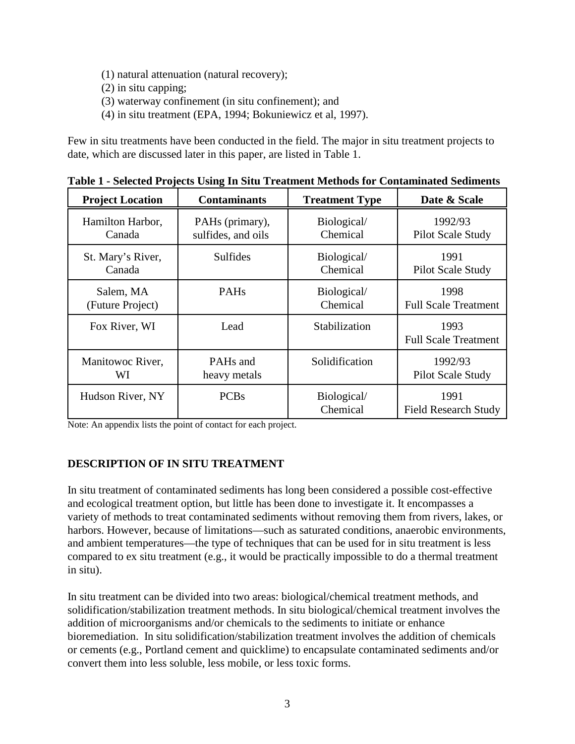(1) natural attenuation (natural recovery);
(2) in situ capping;
(3) waterway confinement (in situ confinement); and
(4) in situ treatment (EPA, 1994; Bokuniewicz et al, 1997).

Few in situ treatments have been conducted in the field. The major in situ treatment projects to date, which are discussed later in this paper, are listed in Table 1.

**Table 1 - Selected Projects Using In Situ Treatment Methods for Contaminated Sediments**

| Project Location | Contaminants | Treatment Type | Date & Scale |
|---|---|---|---|
| Hamilton Harbor, Canada | PAHs (primary), sulfides, and oils | Biological/ Chemical | 1992/93 Pilot Scale Study |
| St. Mary's River, Canada | Sulfides | Biological/ Chemical | 1991 Pilot Scale Study |
| Salem, MA (Future Project) | PAHs | Biological/ Chemical | 1998 Full Scale Treatment |
| Fox River, WI | Lead | Stabilization | 1993 Full Scale Treatment |
| Manitowoc River, WI | PAHs and heavy metals | Solidification | 1992/93 Pilot Scale Study |
| Hudson River, NY | PCBs | Biological/ Chemical | 1991 Field Research Study |

Note: An appendix lists the point of contact for each project.

## DESCRIPTION OF IN SITU TREATMENT

In situ treatment of contaminated sediments has long been considered a possible cost-effective and ecological treatment option, but little has been done to investigate it. It encompasses a variety of methods to treat contaminated sediments without removing them from rivers, lakes, or harbors. However, because of limitations—such as saturated conditions, anaerobic environments, and ambient temperatures—the type of techniques that can be used for in situ treatment is less compared to ex situ treatment (e.g., it would be practically impossible to do a thermal treatment in situ).

In situ treatment can be divided into two areas: biological/chemical treatment methods, and solidification/stabilization treatment methods. In situ biological/chemical treatment involves the addition of microorganisms and/or chemicals to the sediments to initiate or enhance bioremediation. In situ solidification/stabilization treatment involves the addition of chemicals or cements (e.g., Portland cement and quicklime) to encapsulate contaminated sediments and/or convert them into less soluble, less mobile, or less toxic forms.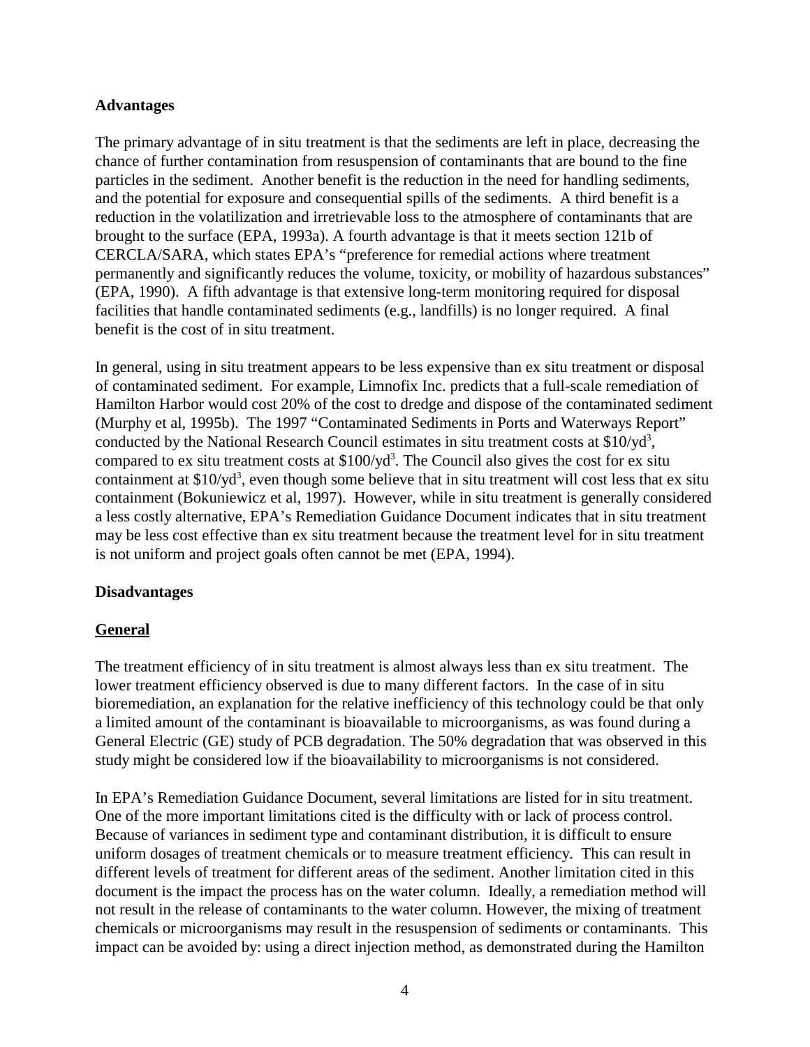**Advantages**

The primary advantage of in situ treatment is that the sediments are left in place, decreasing the chance of further contamination from resuspension of contaminants that are bound to the fine particles in the sediment. Another benefit is the reduction in the need for handling sediments, and the potential for exposure and consequential spills of the sediments. A third benefit is a reduction in the volatilization and irretrievable loss to the atmosphere of contaminants that are brought to the surface (EPA, 1993a). A fourth advantage is that it meets section 121b of CERCLA/SARA, which states EPA's "preference for remedial actions where treatment permanently and significantly reduces the volume, toxicity, or mobility of hazardous substances" (EPA, 1990). A fifth advantage is that extensive long-term monitoring required for disposal facilities that handle contaminated sediments (e.g., landfills) is no longer required. A final benefit is the cost of in situ treatment.

In general, using in situ treatment appears to be less expensive than ex situ treatment or disposal of contaminated sediment. For example, Limnofix Inc. predicts that a full-scale remediation of Hamilton Harbor would cost 20% of the cost to dredge and dispose of the contaminated sediment (Murphy et al, 1995b). The 1997 "Contaminated Sediments in Ports and Waterways Report" conducted by the National Research Council estimates in situ treatment costs at $\$10/yd^3$, compared to ex situ treatment costs at $\$100/yd^3$. The Council also gives the cost for ex situ containment at $\$10/yd^3$, even though some believe that in situ treatment will cost less that ex situ containment (Bokuniewicz et al, 1997). However, while in situ treatment is generally considered a less costly alternative, EPA's Remediation Guidance Document indicates that in situ treatment may be less cost effective than ex situ treatment because the treatment level for in situ treatment is not uniform and project goals often cannot be met (EPA, 1994).

**Disadvantages**

**<u>General</u>**

The treatment efficiency of in situ treatment is almost always less than ex situ treatment. The lower treatment efficiency observed is due to many different factors. In the case of in situ bioremediation, an explanation for the relative inefficiency of this technology could be that only a limited amount of the contaminant is bioavailable to microorganisms, as was found during a General Electric (GE) study of PCB degradation. The 50% degradation that was observed in this study might be considered low if the bioavailability to microorganisms is not considered.

In EPA's Remediation Guidance Document, several limitations are listed for in situ treatment. One of the more important limitations cited is the difficulty with or lack of process control. Because of variances in sediment type and contaminant distribution, it is difficult to ensure uniform dosages of treatment chemicals or to measure treatment efficiency. This can result in different levels of treatment for different areas of the sediment. Another limitation cited in this document is the impact the process has on the water column. Ideally, a remediation method will not result in the release of contaminants to the water column. However, the mixing of treatment chemicals or microorganisms may result in the resuspension of sediments or contaminants. This impact can be avoided by: using a direct injection method, as demonstrated during the Hamilton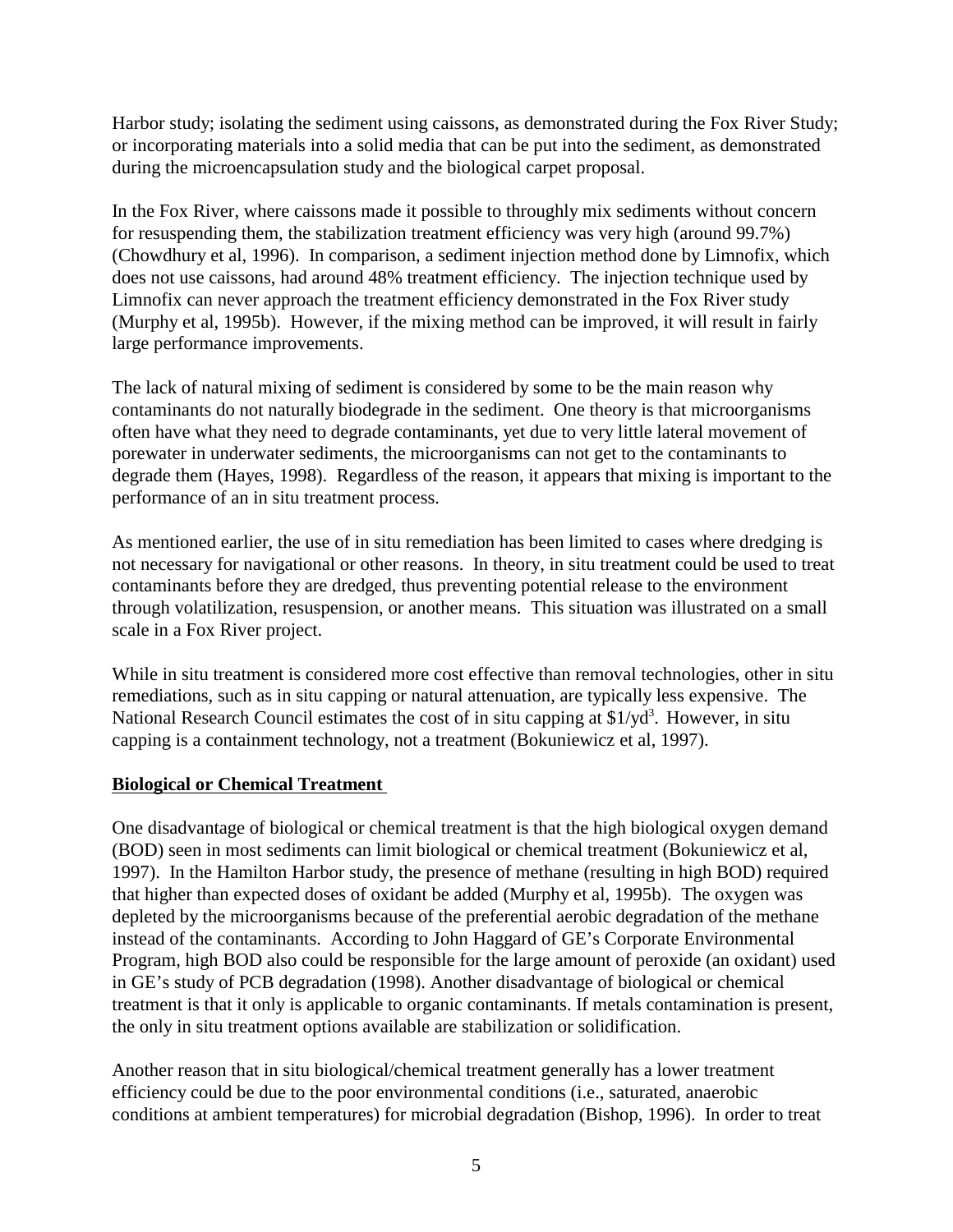Harbor study; isolating the sediment using caissons, as demonstrated during the Fox River Study; or incorporating materials into a solid media that can be put into the sediment, as demonstrated during the microencapsulation study and the biological carpet proposal.

In the Fox River, where caissons made it possible to throughly mix sediments without concern for resuspending them, the stabilization treatment efficiency was very high (around 99.7%) (Chowdhury et al, 1996). In comparison, a sediment injection method done by Limnofix, which does not use caissons, had around 48% treatment efficiency. The injection technique used by Limnofix can never approach the treatment efficiency demonstrated in the Fox River study (Murphy et al, 1995b). However, if the mixing method can be improved, it will result in fairly large performance improvements.

The lack of natural mixing of sediment is considered by some to be the main reason why contaminants do not naturally biodegrade in the sediment. One theory is that microorganisms often have what they need to degrade contaminants, yet due to very little lateral movement of porewater in underwater sediments, the microorganisms can not get to the contaminants to degrade them (Hayes, 1998). Regardless of the reason, it appears that mixing is important to the performance of an in situ treatment process.

As mentioned earlier, the use of in situ remediation has been limited to cases where dredging is not necessary for navigational or other reasons. In theory, in situ treatment could be used to treat contaminants before they are dredged, thus preventing potential release to the environment through volatilization, resuspension, or another means. This situation was illustrated on a small scale in a Fox River project.

While in situ treatment is considered more cost effective than removal technologies, other in situ remediations, such as in situ capping or natural attenuation, are typically less expensive. The National Research Council estimates the cost of in situ capping at $1/yd$^3$. However, in situ capping is a containment technology, not a treatment (Bokuniewicz et al, 1997).

**Biological or Chemical Treatment**

One disadvantage of biological or chemical treatment is that the high biological oxygen demand (BOD) seen in most sediments can limit biological or chemical treatment (Bokuniewicz et al, 1997). In the Hamilton Harbor study, the presence of methane (resulting in high BOD) required that higher than expected doses of oxidant be added (Murphy et al, 1995b). The oxygen was depleted by the microorganisms because of the preferential aerobic degradation of the methane instead of the contaminants. According to John Haggard of GE's Corporate Environmental Program, high BOD also could be responsible for the large amount of peroxide (an oxidant) used in GE's study of PCB degradation (1998). Another disadvantage of biological or chemical treatment is that it only is applicable to organic contaminants. If metals contamination is present, the only in situ treatment options available are stabilization or solidification.

Another reason that in situ biological/chemical treatment generally has a lower treatment efficiency could be due to the poor environmental conditions (i.e., saturated, anaerobic conditions at ambient temperatures) for microbial degradation (Bishop, 1996). In order to treat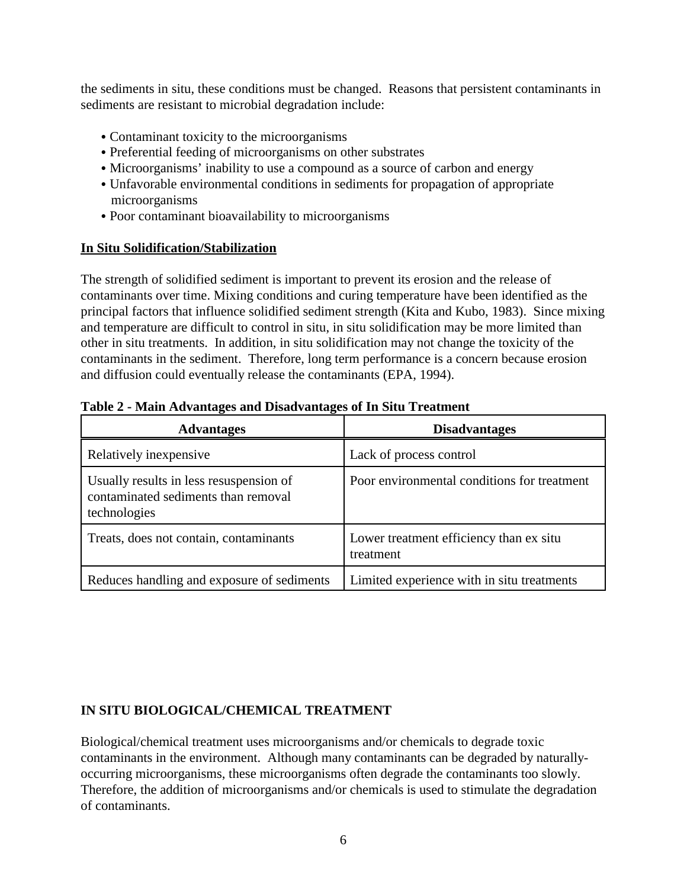the sediments in situ, these conditions must be changed. Reasons that persistent contaminants in sediments are resistant to microbial degradation include:

- Contaminant toxicity to the microorganisms
- Preferential feeding of microorganisms on other substrates
- Microorganisms' inability to use a compound as a source of carbon and energy
- Unfavorable environmental conditions in sediments for propagation of appropriate microorganisms
- Poor contaminant bioavailability to microorganisms

## In Situ Solidification/Stabilization

The strength of solidified sediment is important to prevent its erosion and the release of contaminants over time. Mixing conditions and curing temperature have been identified as the principal factors that influence solidified sediment strength (Kita and Kubo, 1983). Since mixing and temperature are difficult to control in situ, in situ solidification may be more limited than other in situ treatments. In addition, in situ solidification may not change the toxicity of the contaminants in the sediment. Therefore, long term performance is a concern because erosion and diffusion could eventually release the contaminants (EPA, 1994).

**Table 2 - Main Advantages and Disadvantages of In Situ Treatment**

| Advantages | Disadvantages |
|---|---|
| Relatively inexpensive | Lack of process control |
| Usually results in less resuspension of contaminated sediments than removal technologies | Poor environmental conditions for treatment |
| Treats, does not contain, contaminants | Lower treatment efficiency than ex situ treatment |
| Reduces handling and exposure of sediments | Limited experience with in situ treatments |

## IN SITU BIOLOGICAL/CHEMICAL TREATMENT

Biological/chemical treatment uses microorganisms and/or chemicals to degrade toxic contaminants in the environment. Although many contaminants can be degraded by naturally-occurring microorganisms, these microorganisms often degrade the contaminants too slowly. Therefore, the addition of microorganisms and/or chemicals is used to stimulate the degradation of contaminants.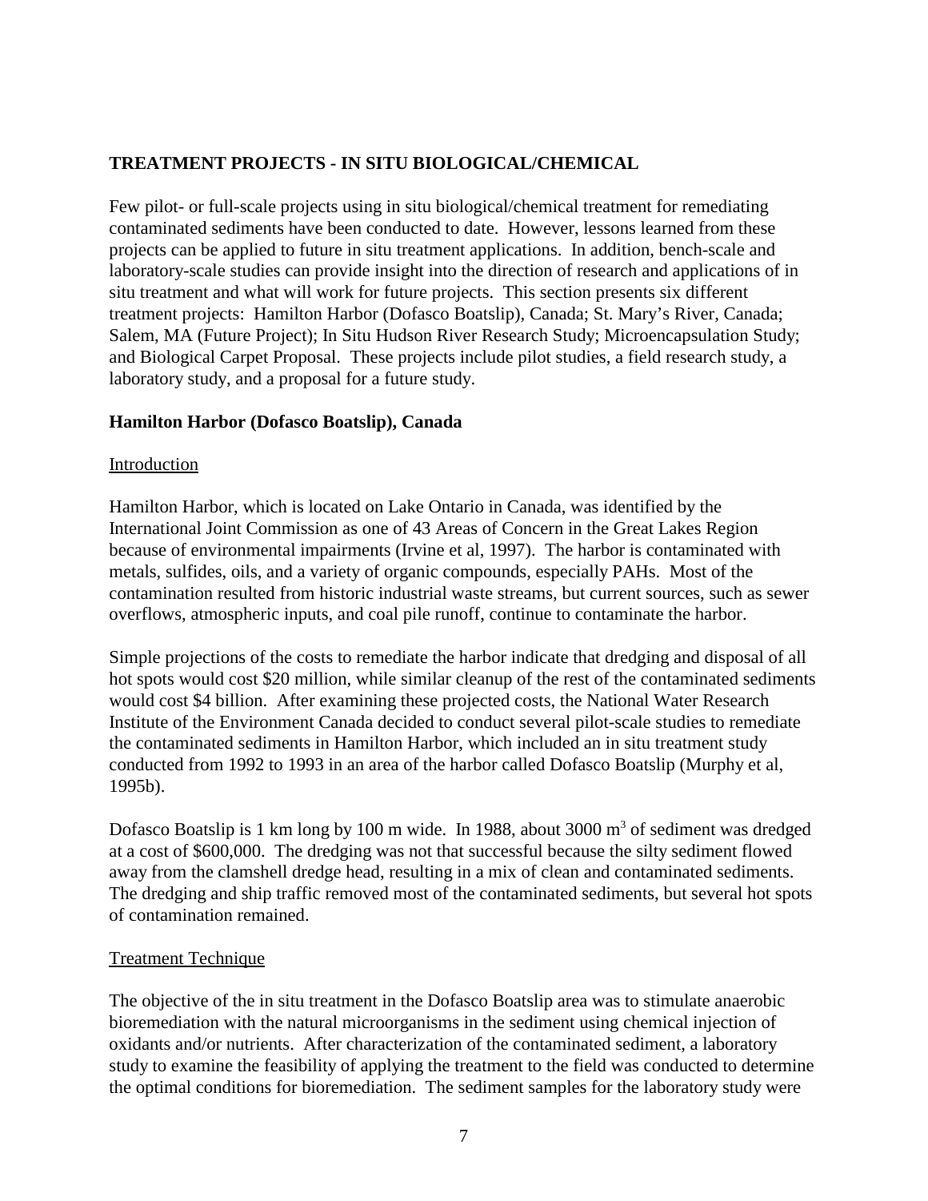## TREATMENT PROJECTS - IN SITU BIOLOGICAL/CHEMICAL

Few pilot- or full-scale projects using in situ biological/chemical treatment for remediating contaminated sediments have been conducted to date. However, lessons learned from these projects can be applied to future in situ treatment applications. In addition, bench-scale and laboratory-scale studies can provide insight into the direction of research and applications of in situ treatment and what will work for future projects. This section presents six different treatment projects: Hamilton Harbor (Dofasco Boatslip), Canada; St. Mary's River, Canada; Salem, MA (Future Project); In Situ Hudson River Research Study; Microencapsulation Study; and Biological Carpet Proposal. These projects include pilot studies, a field research study, a laboratory study, and a proposal for a future study.

### Hamilton Harbor (Dofasco Boatslip), Canada

#### Introduction

Hamilton Harbor, which is located on Lake Ontario in Canada, was identified by the International Joint Commission as one of 43 Areas of Concern in the Great Lakes Region because of environmental impairments (Irvine et al, 1997). The harbor is contaminated with metals, sulfides, oils, and a variety of organic compounds, especially PAHs. Most of the contamination resulted from historic industrial waste streams, but current sources, such as sewer overflows, atmospheric inputs, and coal pile runoff, continue to contaminate the harbor.

Simple projections of the costs to remediate the harbor indicate that dredging and disposal of all hot spots would cost \$20 million, while similar cleanup of the rest of the contaminated sediments would cost \$4 billion. After examining these projected costs, the National Water Research Institute of the Environment Canada decided to conduct several pilot-scale studies to remediate the contaminated sediments in Hamilton Harbor, which included an in situ treatment study conducted from 1992 to 1993 in an area of the harbor called Dofasco Boatslip (Murphy et al, 1995b).

Dofasco Boatslip is 1 km long by 100 m wide. In 1988, about 3000 $m^3$ of sediment was dredged at a cost of \$600,000. The dredging was not that successful because the silty sediment flowed away from the clamshell dredge head, resulting in a mix of clean and contaminated sediments. The dredging and ship traffic removed most of the contaminated sediments, but several hot spots of contamination remained.

#### Treatment Technique

The objective of the in situ treatment in the Dofasco Boatslip area was to stimulate anaerobic bioremediation with the natural microorganisms in the sediment using chemical injection of oxidants and/or nutrients. After characterization of the contaminated sediment, a laboratory study to examine the feasibility of applying the treatment to the field was conducted to determine the optimal conditions for bioremediation. The sediment samples for the laboratory study were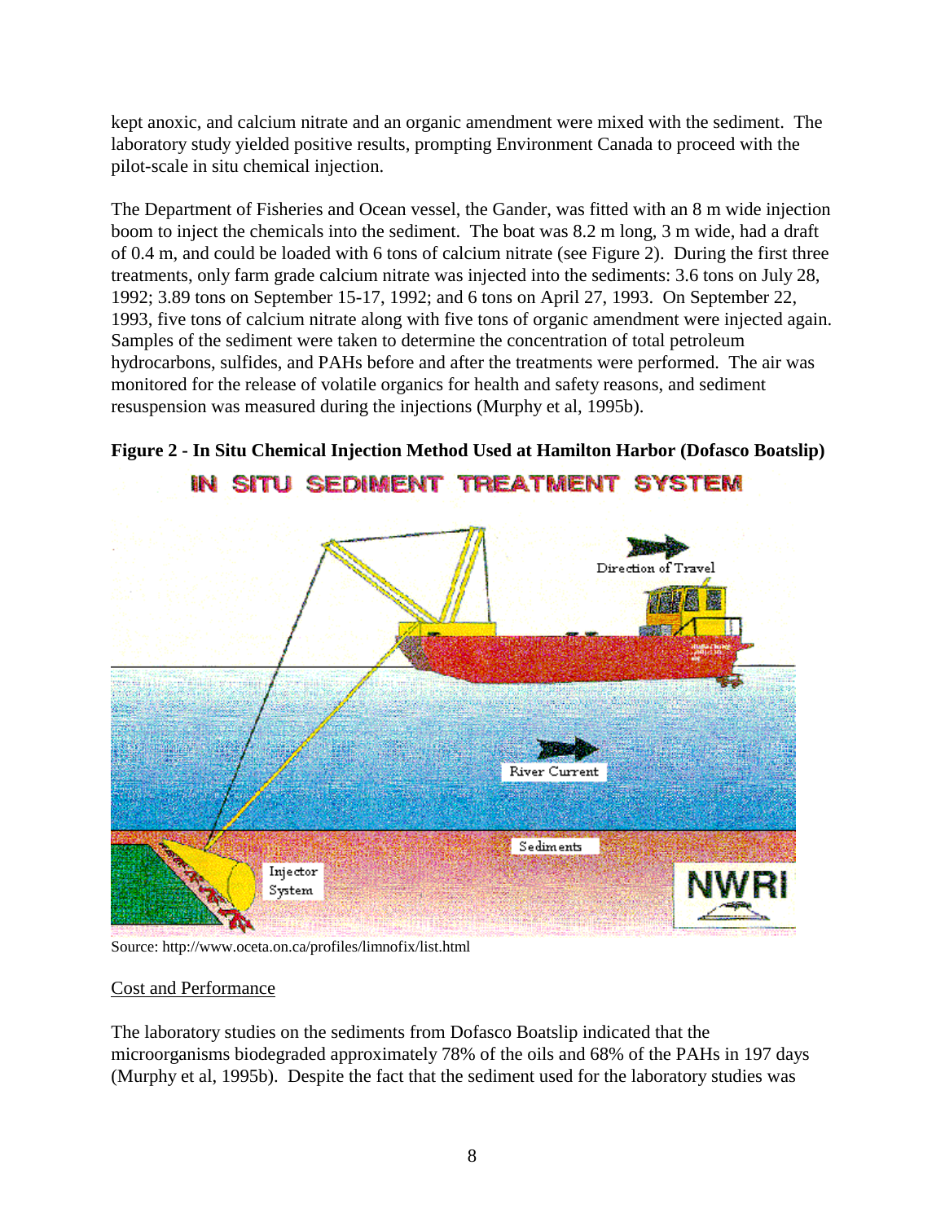kept anoxic, and calcium nitrate and an organic amendment were mixed with the sediment. The laboratory study yielded positive results, prompting Environment Canada to proceed with the pilot-scale in situ chemical injection.

The Department of Fisheries and Ocean vessel, the Gander, was fitted with an 8 m wide injection boom to inject the chemicals into the sediment. The boat was 8.2 m long, 3 m wide, had a draft of 0.4 m, and could be loaded with 6 tons of calcium nitrate (see Figure 2). During the first three treatments, only farm grade calcium nitrate was injected into the sediments: 3.6 tons on July 28, 1992; 3.89 tons on September 15-17, 1992; and 6 tons on April 27, 1993. On September 22, 1993, five tons of calcium nitrate along with five tons of organic amendment were injected again. Samples of the sediment were taken to determine the concentration of total petroleum hydrocarbons, sulfides, and PAHs before and after the treatments were performed. The air was monitored for the release of volatile organics for health and safety reasons, and sediment resuspension was measured during the injections (Murphy et al, 1995b).

**Figure 2 - In Situ Chemical Injection Method Used at Hamilton Harbor (Dofasco Boatslip)**

Source: http://www.oceta.on.ca/profiles/limnofix/list.html

Cost and Performance

The laboratory studies on the sediments from Dofasco Boatslip indicated that the microorganisms biodegraded approximately 78% of the oils and 68% of the PAHs in 197 days (Murphy et al, 1995b). Despite the fact that the sediment used for the laboratory studies was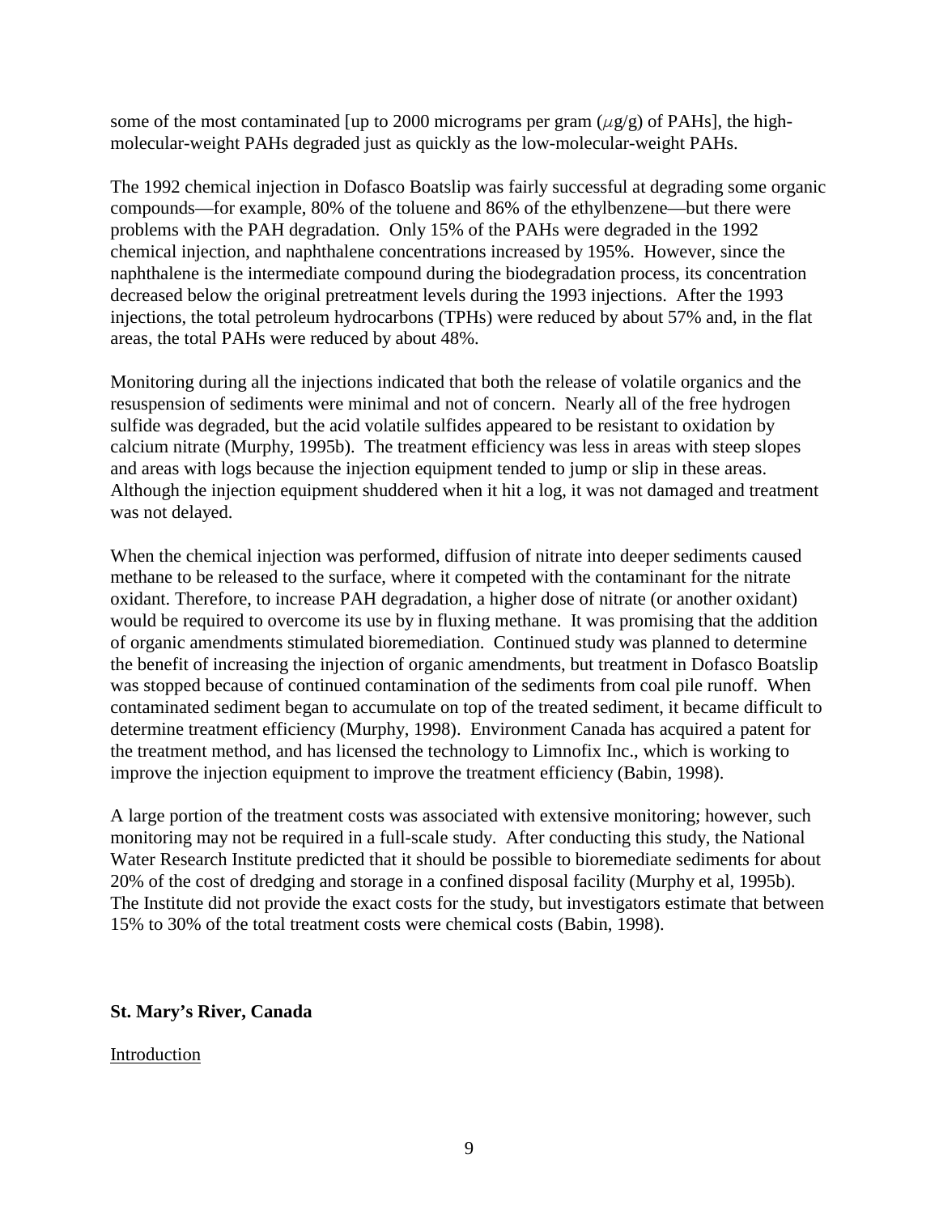some of the most contaminated [up to 2000 micrograms per gram ($\mu$g/g) of PAHs], the high-molecular-weight PAHs degraded just as quickly as the low-molecular-weight PAHs.

The 1992 chemical injection in Dofasco Boatslip was fairly successful at degrading some organic compounds—for example, 80% of the toluene and 86% of the ethylbenzene—but there were problems with the PAH degradation. Only 15% of the PAHs were degraded in the 1992 chemical injection, and naphthalene concentrations increased by 195%. However, since the naphthalene is the intermediate compound during the biodegradation process, its concentration decreased below the original pretreatment levels during the 1993 injections. After the 1993 injections, the total petroleum hydrocarbons (TPHs) were reduced by about 57% and, in the flat areas, the total PAHs were reduced by about 48%.

Monitoring during all the injections indicated that both the release of volatile organics and the resuspension of sediments were minimal and not of concern. Nearly all of the free hydrogen sulfide was degraded, but the acid volatile sulfides appeared to be resistant to oxidation by calcium nitrate (Murphy, 1995b). The treatment efficiency was less in areas with steep slopes and areas with logs because the injection equipment tended to jump or slip in these areas. Although the injection equipment shuddered when it hit a log, it was not damaged and treatment was not delayed.

When the chemical injection was performed, diffusion of nitrate into deeper sediments caused methane to be released to the surface, where it competed with the contaminant for the nitrate oxidant. Therefore, to increase PAH degradation, a higher dose of nitrate (or another oxidant) would be required to overcome its use by in fluxing methane. It was promising that the addition of organic amendments stimulated bioremediation. Continued study was planned to determine the benefit of increasing the injection of organic amendments, but treatment in Dofasco Boatslip was stopped because of continued contamination of the sediments from coal pile runoff. When contaminated sediment began to accumulate on top of the treated sediment, it became difficult to determine treatment efficiency (Murphy, 1998). Environment Canada has acquired a patent for the treatment method, and has licensed the technology to Limnofix Inc., which is working to improve the injection equipment to improve the treatment efficiency (Babin, 1998).

A large portion of the treatment costs was associated with extensive monitoring; however, such monitoring may not be required in a full-scale study. After conducting this study, the National Water Research Institute predicted that it should be possible to bioremediate sediments for about 20% of the cost of dredging and storage in a confined disposal facility (Murphy et al, 1995b). The Institute did not provide the exact costs for the study, but investigators estimate that between 15% to 30% of the total treatment costs were chemical costs (Babin, 1998).

## St. Mary's River, Canada

<u>Introduction</u>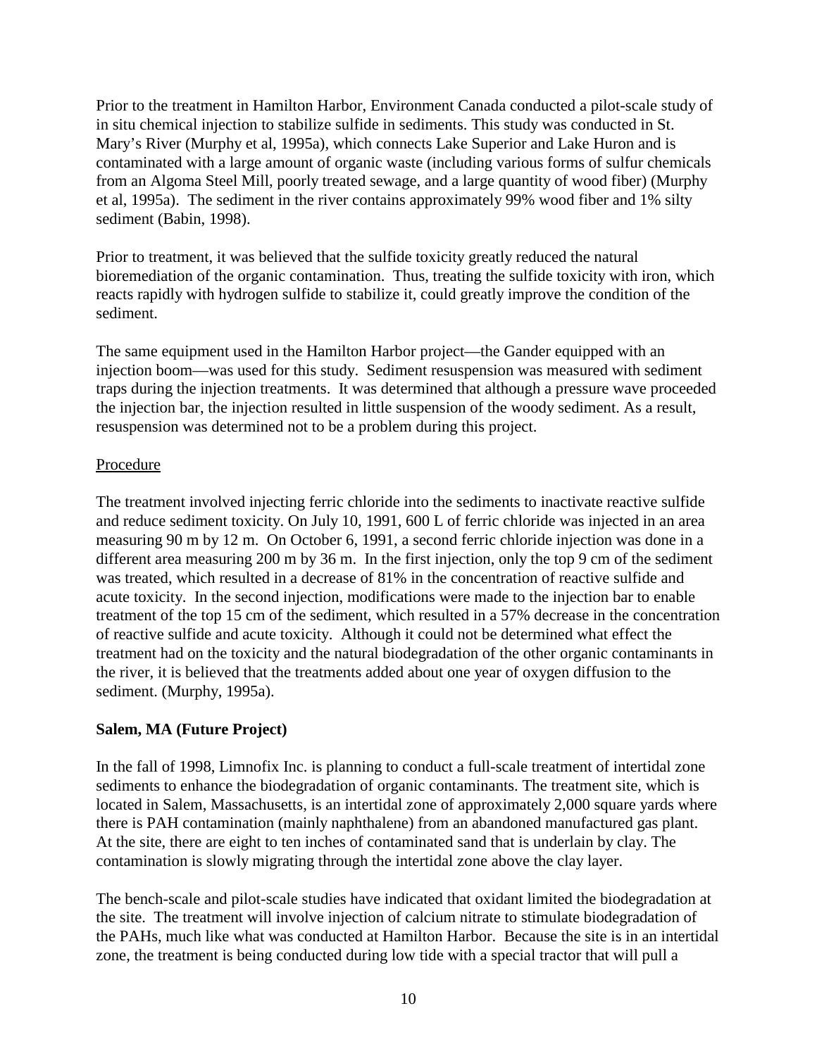Prior to the treatment in Hamilton Harbor, Environment Canada conducted a pilot-scale study of in situ chemical injection to stabilize sulfide in sediments. This study was conducted in St. Mary's River (Murphy et al, 1995a), which connects Lake Superior and Lake Huron and is contaminated with a large amount of organic waste (including various forms of sulfur chemicals from an Algoma Steel Mill, poorly treated sewage, and a large quantity of wood fiber) (Murphy et al, 1995a). The sediment in the river contains approximately 99% wood fiber and 1% silty sediment (Babin, 1998).

Prior to treatment, it was believed that the sulfide toxicity greatly reduced the natural bioremediation of the organic contamination. Thus, treating the sulfide toxicity with iron, which reacts rapidly with hydrogen sulfide to stabilize it, could greatly improve the condition of the sediment.

The same equipment used in the Hamilton Harbor project—the Gander equipped with an injection boom—was used for this study. Sediment resuspension was measured with sediment traps during the injection treatments. It was determined that although a pressure wave proceeded the injection bar, the injection resulted in little suspension of the woody sediment. As a result, resuspension was determined not to be a problem during this project.

<u>Procedure</u>

The treatment involved injecting ferric chloride into the sediments to inactivate reactive sulfide and reduce sediment toxicity. On July 10, 1991, 600 L of ferric chloride was injected in an area measuring 90 m by 12 m. On October 6, 1991, a second ferric chloride injection was done in a different area measuring 200 m by 36 m. In the first injection, only the top 9 cm of the sediment was treated, which resulted in a decrease of 81% in the concentration of reactive sulfide and acute toxicity. In the second injection, modifications were made to the injection bar to enable treatment of the top 15 cm of the sediment, which resulted in a 57% decrease in the concentration of reactive sulfide and acute toxicity. Although it could not be determined what effect the treatment had on the toxicity and the natural biodegradation of the other organic contaminants in the river, it is believed that the treatments added about one year of oxygen diffusion to the sediment. (Murphy, 1995a).

**Salem, MA (Future Project)**

In the fall of 1998, Limnofix Inc. is planning to conduct a full-scale treatment of intertidal zone sediments to enhance the biodegradation of organic contaminants. The treatment site, which is located in Salem, Massachusetts, is an intertidal zone of approximately 2,000 square yards where there is PAH contamination (mainly naphthalene) from an abandoned manufactured gas plant. At the site, there are eight to ten inches of contaminated sand that is underlain by clay. The contamination is slowly migrating through the intertidal zone above the clay layer.

The bench-scale and pilot-scale studies have indicated that oxidant limited the biodegradation at the site. The treatment will involve injection of calcium nitrate to stimulate biodegradation of the PAHs, much like what was conducted at Hamilton Harbor. Because the site is in an intertidal zone, the treatment is being conducted during low tide with a special tractor that will pull a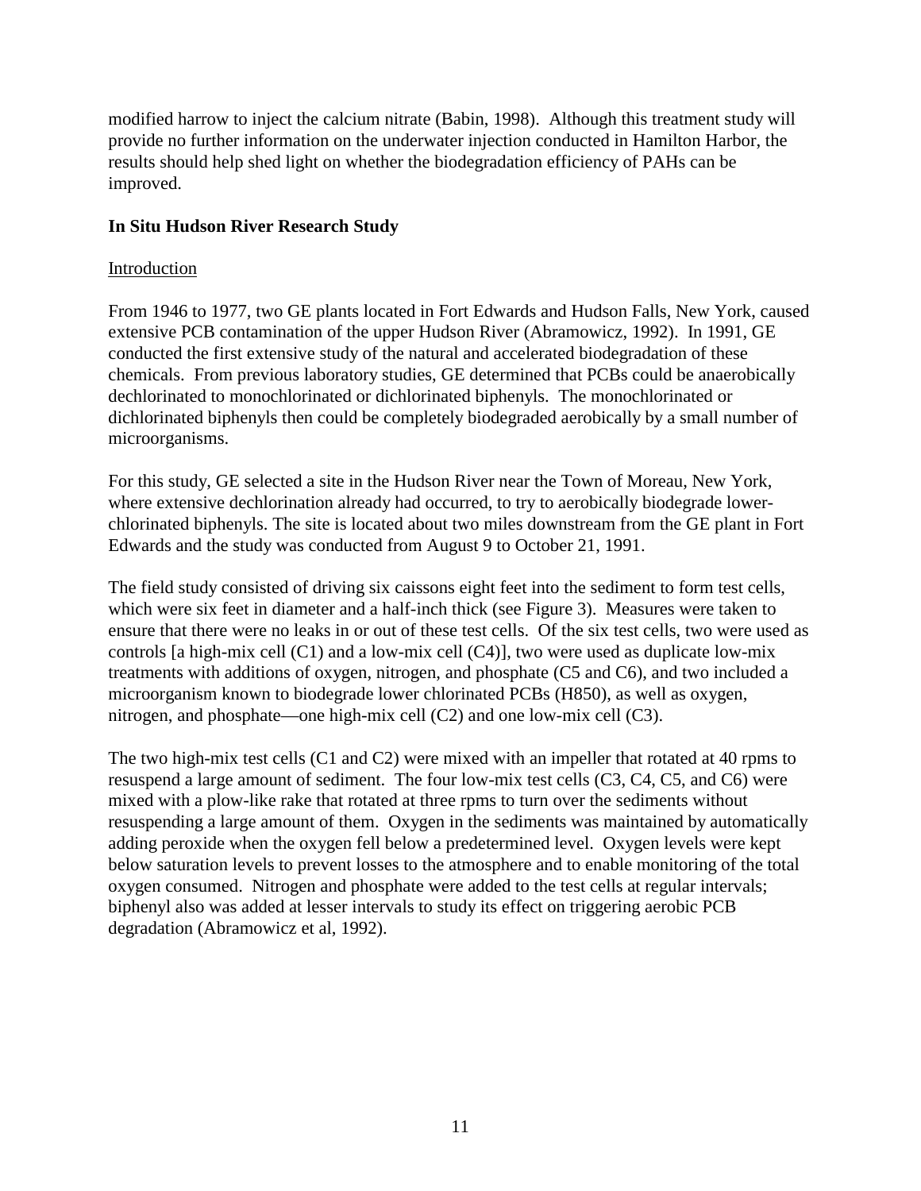modified harrow to inject the calcium nitrate (Babin, 1998). Although this treatment study will provide no further information on the underwater injection conducted in Hamilton Harbor, the results should help shed light on whether the biodegradation efficiency of PAHs can be improved.

**In Situ Hudson River Research Study**

Introduction

From 1946 to 1977, two GE plants located in Fort Edwards and Hudson Falls, New York, caused extensive PCB contamination of the upper Hudson River (Abramowicz, 1992). In 1991, GE conducted the first extensive study of the natural and accelerated biodegradation of these chemicals. From previous laboratory studies, GE determined that PCBs could be anaerobically dechlorinated to monochlorinated or dichlorinated biphenyls. The monochlorinated or dichlorinated biphenyls then could be completely biodegraded aerobically by a small number of microorganisms.

For this study, GE selected a site in the Hudson River near the Town of Moreau, New York, where extensive dechlorination already had occurred, to try to aerobically biodegrade lower-chlorinated biphenyls. The site is located about two miles downstream from the GE plant in Fort Edwards and the study was conducted from August 9 to October 21, 1991.

The field study consisted of driving six caissons eight feet into the sediment to form test cells, which were six feet in diameter and a half-inch thick (see Figure 3). Measures were taken to ensure that there were no leaks in or out of these test cells. Of the six test cells, two were used as controls [a high-mix cell (C1) and a low-mix cell (C4)], two were used as duplicate low-mix treatments with additions of oxygen, nitrogen, and phosphate (C5 and C6), and two included a microorganism known to biodegrade lower chlorinated PCBs (H850), as well as oxygen, nitrogen, and phosphate—one high-mix cell (C2) and one low-mix cell (C3).

The two high-mix test cells (C1 and C2) were mixed with an impeller that rotated at 40 rpms to resuspend a large amount of sediment. The four low-mix test cells (C3, C4, C5, and C6) were mixed with a plow-like rake that rotated at three rpms to turn over the sediments without resuspending a large amount of them. Oxygen in the sediments was maintained by automatically adding peroxide when the oxygen fell below a predetermined level. Oxygen levels were kept below saturation levels to prevent losses to the atmosphere and to enable monitoring of the total oxygen consumed. Nitrogen and phosphate were added to the test cells at regular intervals; biphenyl also was added at lesser intervals to study its effect on triggering aerobic PCB degradation (Abramowicz et al, 1992).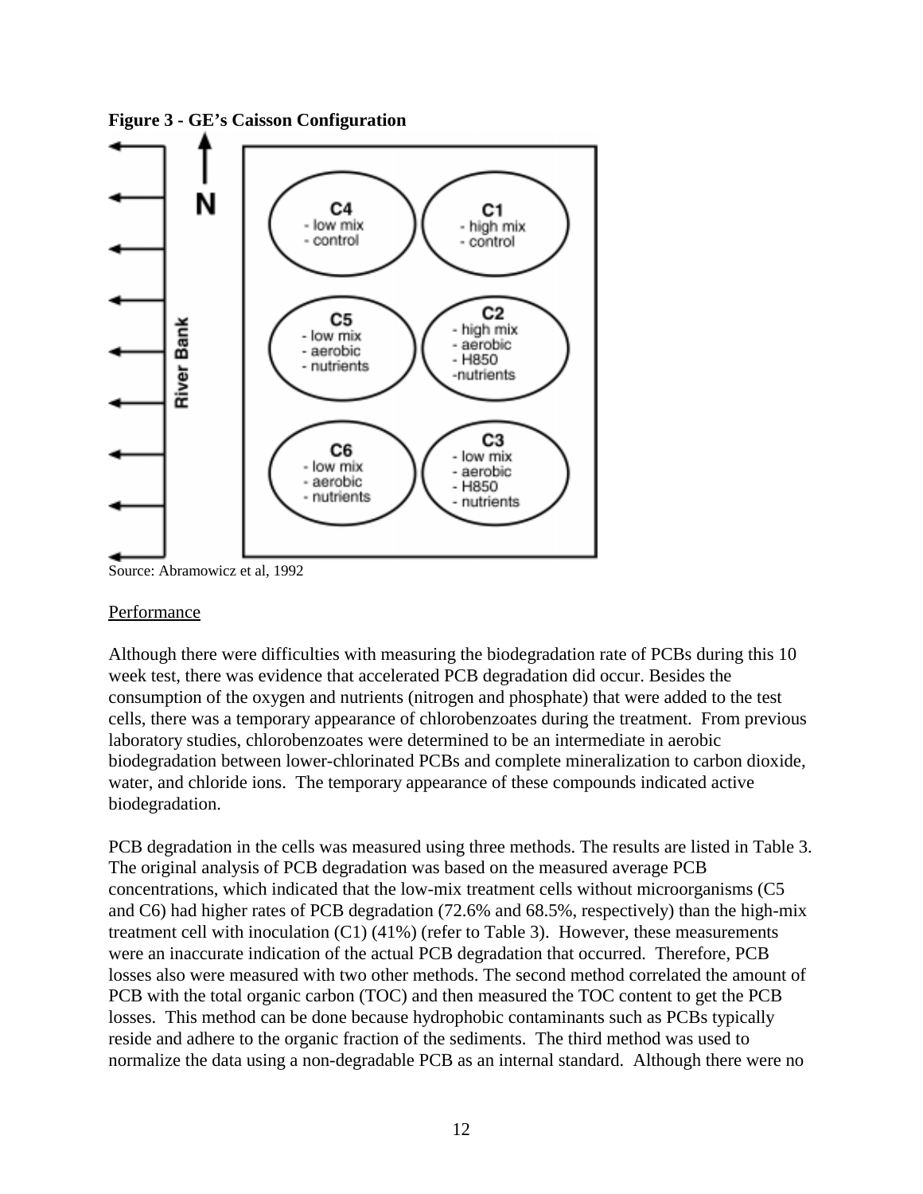**Figure 3 - GE's Caisson Configuration**

Source: Abramowicz et al, 1992

Performance

Although there were difficulties with measuring the biodegradation rate of PCBs during this 10 week test, there was evidence that accelerated PCB degradation did occur. Besides the consumption of the oxygen and nutrients (nitrogen and phosphate) that were added to the test cells, there was a temporary appearance of chlorobenzoates during the treatment. From previous laboratory studies, chlorobenzoates were determined to be an intermediate in aerobic biodegradation between lower-chlorinated PCBs and complete mineralization to carbon dioxide, water, and chloride ions. The temporary appearance of these compounds indicated active biodegradation.

PCB degradation in the cells was measured using three methods. The results are listed in Table 3. The original analysis of PCB degradation was based on the measured average PCB concentrations, which indicated that the low-mix treatment cells without microorganisms (C5 and C6) had higher rates of PCB degradation (72.6% and 68.5%, respectively) than the high-mix treatment cell with inoculation (C1) (41%) (refer to Table 3). However, these measurements were an inaccurate indication of the actual PCB degradation that occurred. Therefore, PCB losses also were measured with two other methods. The second method correlated the amount of PCB with the total organic carbon (TOC) and then measured the TOC content to get the PCB losses. This method can be done because hydrophobic contaminants such as PCBs typically reside and adhere to the organic fraction of the sediments. The third method was used to normalize the data using a non-degradable PCB as an internal standard. Although there were no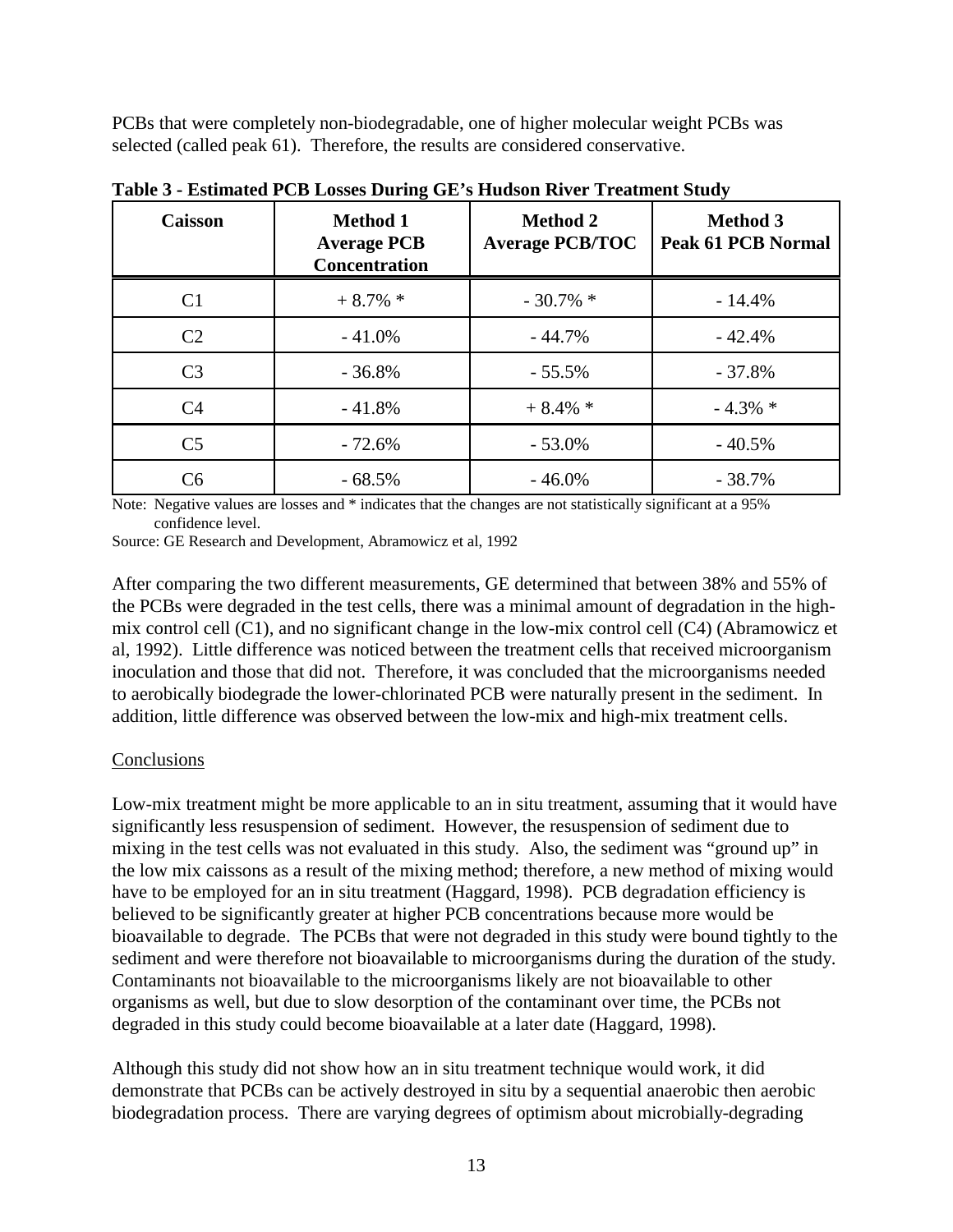PCBs that were completely non-biodegradable, one of higher molecular weight PCBs was selected (called peak 61). Therefore, the results are considered conservative.

**Table 3 - Estimated PCB Losses During GE's Hudson River Treatment Study**

| Caisson | Method 1 Average PCB Concentration | Method 2 Average PCB/TOC | Method 3 Peak 61 PCB Normal |
|---|---|---|---|
| C1 | + 8.7% * | - 30.7% * | - 14.4% |
| C2 | - 41.0% | - 44.7% | - 42.4% |
| C3 | - 36.8% | - 55.5% | - 37.8% |
| C4 | - 41.8% | + 8.4% * | - 4.3% * |
| C5 | - 72.6% | - 53.0% | - 40.5% |
| C6 | - 68.5% | - 46.0% | - 38.7% |

Note: Negative values are losses and * indicates that the changes are not statistically significant at a 95% confidence level.

Source: GE Research and Development, Abramowicz et al, 1992

After comparing the two different measurements, GE determined that between 38% and 55% of the PCBs were degraded in the test cells, there was a minimal amount of degradation in the high-mix control cell (C1), and no significant change in the low-mix control cell (C4) (Abramowicz et al, 1992). Little difference was noticed between the treatment cells that received microorganism inoculation and those that did not. Therefore, it was concluded that the microorganisms needed to aerobically biodegrade the lower-chlorinated PCB were naturally present in the sediment. In addition, little difference was observed between the low-mix and high-mix treatment cells.

Conclusions

Low-mix treatment might be more applicable to an in situ treatment, assuming that it would have significantly less resuspension of sediment. However, the resuspension of sediment due to mixing in the test cells was not evaluated in this study. Also, the sediment was "ground up" in the low mix caissons as a result of the mixing method; therefore, a new method of mixing would have to be employed for an in situ treatment (Haggard, 1998). PCB degradation efficiency is believed to be significantly greater at higher PCB concentrations because more would be bioavailable to degrade. The PCBs that were not degraded in this study were bound tightly to the sediment and were therefore not bioavailable to microorganisms during the duration of the study. Contaminants not bioavailable to the microorganisms likely are not bioavailable to other organisms as well, but due to slow desorption of the contaminant over time, the PCBs not degraded in this study could become bioavailable at a later date (Haggard, 1998).

Although this study did not show how an in situ treatment technique would work, it did demonstrate that PCBs can be actively destroyed in situ by a sequential anaerobic then aerobic biodegradation process. There are varying degrees of optimism about microbially-degrading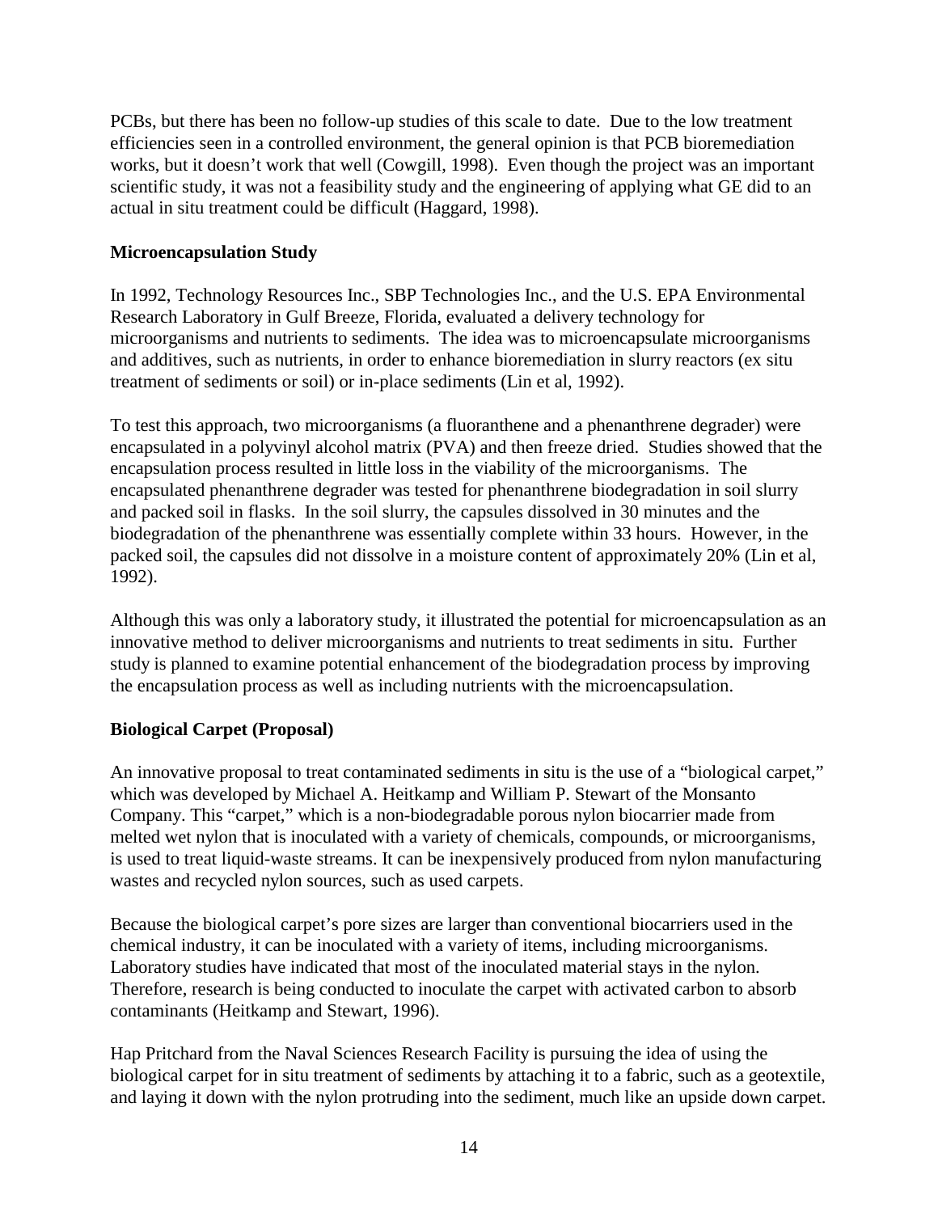PCBs, but there has been no follow-up studies of this scale to date. Due to the low treatment efficiencies seen in a controlled environment, the general opinion is that PCB bioremediation works, but it doesn't work that well (Cowgill, 1998). Even though the project was an important scientific study, it was not a feasibility study and the engineering of applying what GE did to an actual in situ treatment could be difficult (Haggard, 1998).

**Microencapsulation Study**

In 1992, Technology Resources Inc., SBP Technologies Inc., and the U.S. EPA Environmental Research Laboratory in Gulf Breeze, Florida, evaluated a delivery technology for microorganisms and nutrients to sediments. The idea was to microencapsulate microorganisms and additives, such as nutrients, in order to enhance bioremediation in slurry reactors (ex situ treatment of sediments or soil) or in-place sediments (Lin et al, 1992).

To test this approach, two microorganisms (a fluoranthene and a phenanthrene degrader) were encapsulated in a polyvinyl alcohol matrix (PVA) and then freeze dried. Studies showed that the encapsulation process resulted in little loss in the viability of the microorganisms. The encapsulated phenanthrene degrader was tested for phenanthrene biodegradation in soil slurry and packed soil in flasks. In the soil slurry, the capsules dissolved in 30 minutes and the biodegradation of the phenanthrene was essentially complete within 33 hours. However, in the packed soil, the capsules did not dissolve in a moisture content of approximately 20% (Lin et al, 1992).

Although this was only a laboratory study, it illustrated the potential for microencapsulation as an innovative method to deliver microorganisms and nutrients to treat sediments in situ. Further study is planned to examine potential enhancement of the biodegradation process by improving the encapsulation process as well as including nutrients with the microencapsulation.

**Biological Carpet (Proposal)**

An innovative proposal to treat contaminated sediments in situ is the use of a "biological carpet," which was developed by Michael A. Heitkamp and William P. Stewart of the Monsanto Company. This "carpet," which is a non-biodegradable porous nylon biocarrier made from melted wet nylon that is inoculated with a variety of chemicals, compounds, or microorganisms, is used to treat liquid-waste streams. It can be inexpensively produced from nylon manufacturing wastes and recycled nylon sources, such as used carpets.

Because the biological carpet's pore sizes are larger than conventional biocarriers used in the chemical industry, it can be inoculated with a variety of items, including microorganisms. Laboratory studies have indicated that most of the inoculated material stays in the nylon. Therefore, research is being conducted to inoculate the carpet with activated carbon to absorb contaminants (Heitkamp and Stewart, 1996).

Hap Pritchard from the Naval Sciences Research Facility is pursuing the idea of using the biological carpet for in situ treatment of sediments by attaching it to a fabric, such as a geotextile, and laying it down with the nylon protruding into the sediment, much like an upside down carpet.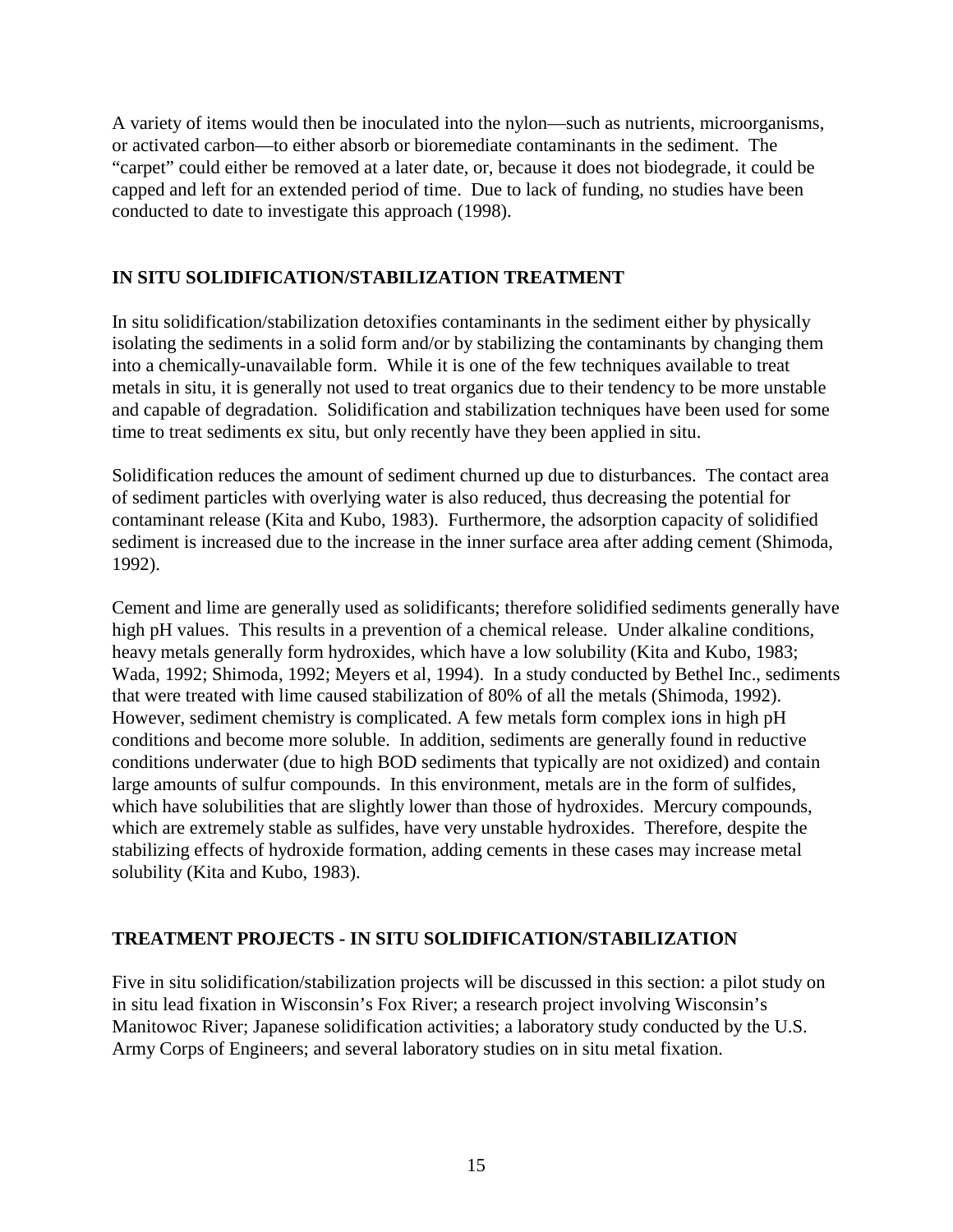A variety of items would then be inoculated into the nylon—such as nutrients, microorganisms, or activated carbon—to either absorb or bioremediate contaminants in the sediment. The "carpet" could either be removed at a later date, or, because it does not biodegrade, it could be capped and left for an extended period of time. Due to lack of funding, no studies have been conducted to date to investigate this approach (1998).

## IN SITU SOLIDIFICATION/STABILIZATION TREATMENT

In situ solidification/stabilization detoxifies contaminants in the sediment either by physically isolating the sediments in a solid form and/or by stabilizing the contaminants by changing them into a chemically-unavailable form. While it is one of the few techniques available to treat metals in situ, it is generally not used to treat organics due to their tendency to be more unstable and capable of degradation. Solidification and stabilization techniques have been used for some time to treat sediments ex situ, but only recently have they been applied in situ.

Solidification reduces the amount of sediment churned up due to disturbances. The contact area of sediment particles with overlying water is also reduced, thus decreasing the potential for contaminant release (Kita and Kubo, 1983). Furthermore, the adsorption capacity of solidified sediment is increased due to the increase in the inner surface area after adding cement (Shimoda, 1992).

Cement and lime are generally used as solidificants; therefore solidified sediments generally have high pH values. This results in a prevention of a chemical release. Under alkaline conditions, heavy metals generally form hydroxides, which have a low solubility (Kita and Kubo, 1983; Wada, 1992; Shimoda, 1992; Meyers et al, 1994). In a study conducted by Bethel Inc., sediments that were treated with lime caused stabilization of 80% of all the metals (Shimoda, 1992). However, sediment chemistry is complicated. A few metals form complex ions in high pH conditions and become more soluble. In addition, sediments are generally found in reductive conditions underwater (due to high BOD sediments that typically are not oxidized) and contain large amounts of sulfur compounds. In this environment, metals are in the form of sulfides, which have solubilities that are slightly lower than those of hydroxides. Mercury compounds, which are extremely stable as sulfides, have very unstable hydroxides. Therefore, despite the stabilizing effects of hydroxide formation, adding cements in these cases may increase metal solubility (Kita and Kubo, 1983).

## TREATMENT PROJECTS - IN SITU SOLIDIFICATION/STABILIZATION

Five in situ solidification/stabilization projects will be discussed in this section: a pilot study on in situ lead fixation in Wisconsin's Fox River; a research project involving Wisconsin's Manitowoc River; Japanese solidification activities; a laboratory study conducted by the U.S. Army Corps of Engineers; and several laboratory studies on in situ metal fixation.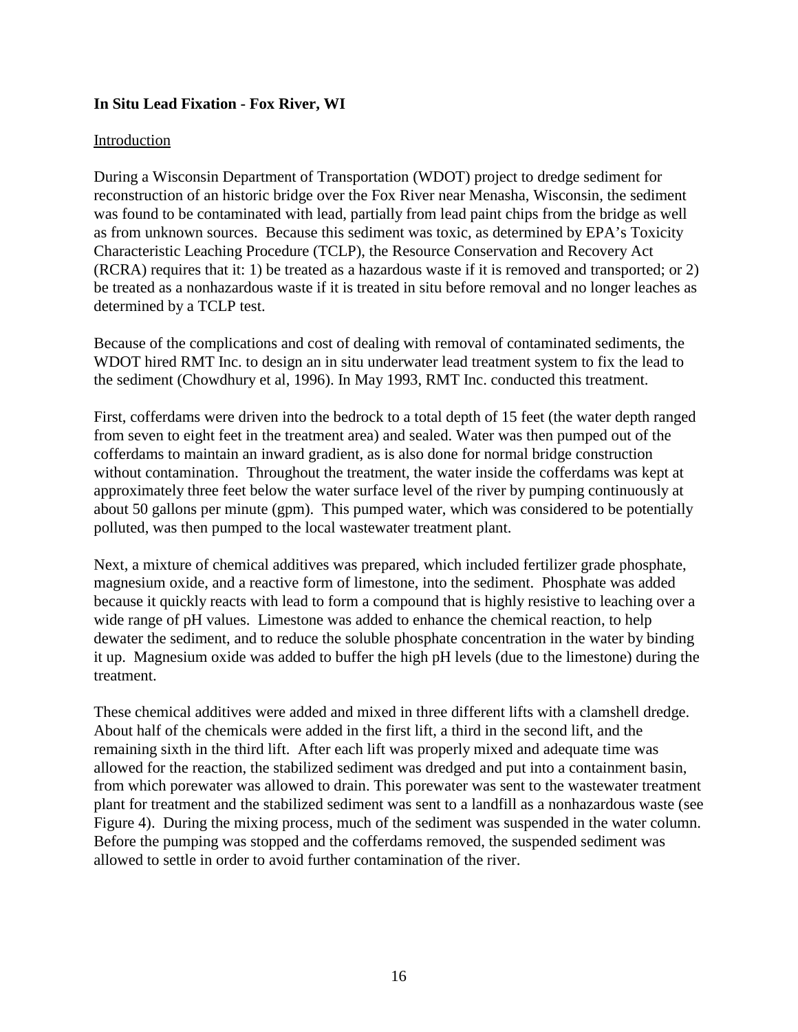**In Situ Lead Fixation - Fox River, WI**

Introduction

During a Wisconsin Department of Transportation (WDOT) project to dredge sediment for reconstruction of an historic bridge over the Fox River near Menasha, Wisconsin, the sediment was found to be contaminated with lead, partially from lead paint chips from the bridge as well as from unknown sources. Because this sediment was toxic, as determined by EPA's Toxicity Characteristic Leaching Procedure (TCLP), the Resource Conservation and Recovery Act (RCRA) requires that it: 1) be treated as a hazardous waste if it is removed and transported; or 2) be treated as a nonhazardous waste if it is treated in situ before removal and no longer leaches as determined by a TCLP test.

Because of the complications and cost of dealing with removal of contaminated sediments, the WDOT hired RMT Inc. to design an in situ underwater lead treatment system to fix the lead to the sediment (Chowdhury et al, 1996). In May 1993, RMT Inc. conducted this treatment.

First, cofferdams were driven into the bedrock to a total depth of 15 feet (the water depth ranged from seven to eight feet in the treatment area) and sealed. Water was then pumped out of the cofferdams to maintain an inward gradient, as is also done for normal bridge construction without contamination. Throughout the treatment, the water inside the cofferdams was kept at approximately three feet below the water surface level of the river by pumping continuously at about 50 gallons per minute (gpm). This pumped water, which was considered to be potentially polluted, was then pumped to the local wastewater treatment plant.

Next, a mixture of chemical additives was prepared, which included fertilizer grade phosphate, magnesium oxide, and a reactive form of limestone, into the sediment. Phosphate was added because it quickly reacts with lead to form a compound that is highly resistive to leaching over a wide range of pH values. Limestone was added to enhance the chemical reaction, to help dewater the sediment, and to reduce the soluble phosphate concentration in the water by binding it up. Magnesium oxide was added to buffer the high pH levels (due to the limestone) during the treatment.

These chemical additives were added and mixed in three different lifts with a clamshell dredge. About half of the chemicals were added in the first lift, a third in the second lift, and the remaining sixth in the third lift. After each lift was properly mixed and adequate time was allowed for the reaction, the stabilized sediment was dredged and put into a containment basin, from which porewater was allowed to drain. This porewater was sent to the wastewater treatment plant for treatment and the stabilized sediment was sent to a landfill as a nonhazardous waste (see Figure 4). During the mixing process, much of the sediment was suspended in the water column. Before the pumping was stopped and the cofferdams removed, the suspended sediment was allowed to settle in order to avoid further contamination of the river.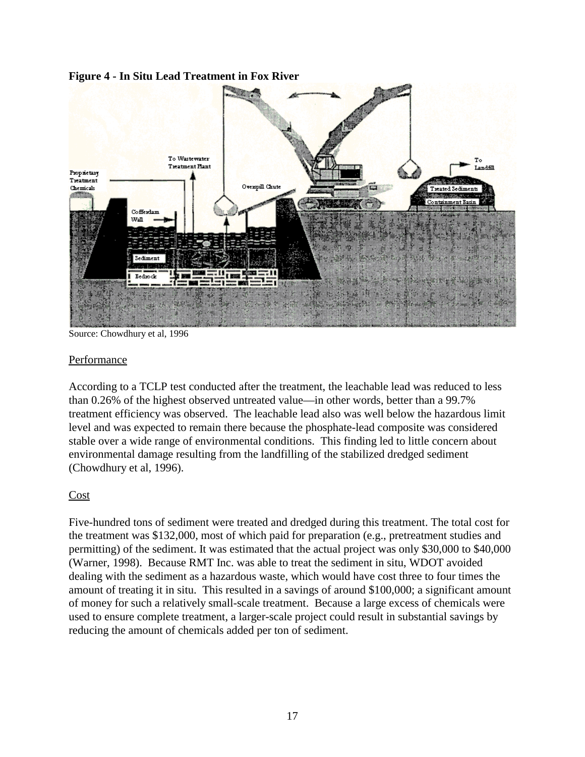**Figure 4 - In Situ Lead Treatment in Fox River**

Source: Chowdhury et al, 1996

Performance

According to a TCLP test conducted after the treatment, the leachable lead was reduced to less than 0.26% of the highest observed untreated value—in other words, better than a 99.7% treatment efficiency was observed. The leachable lead also was well below the hazardous limit level and was expected to remain there because the phosphate-lead composite was considered stable over a wide range of environmental conditions. This finding led to little concern about environmental damage resulting from the landfilling of the stabilized dredged sediment (Chowdhury et al, 1996).

Cost

Five-hundred tons of sediment were treated and dredged during this treatment. The total cost for the treatment was $132,000, most of which paid for preparation (e.g., pretreatment studies and permitting) of the sediment. It was estimated that the actual project was only $30,000 to $40,000 (Warner, 1998). Because RMT Inc. was able to treat the sediment in situ, WDOT avoided dealing with the sediment as a hazardous waste, which would have cost three to four times the amount of treating it in situ. This resulted in a savings of around $100,000; a significant amount of money for such a relatively small-scale treatment. Because a large excess of chemicals were used to ensure complete treatment, a larger-scale project could result in substantial savings by reducing the amount of chemicals added per ton of sediment.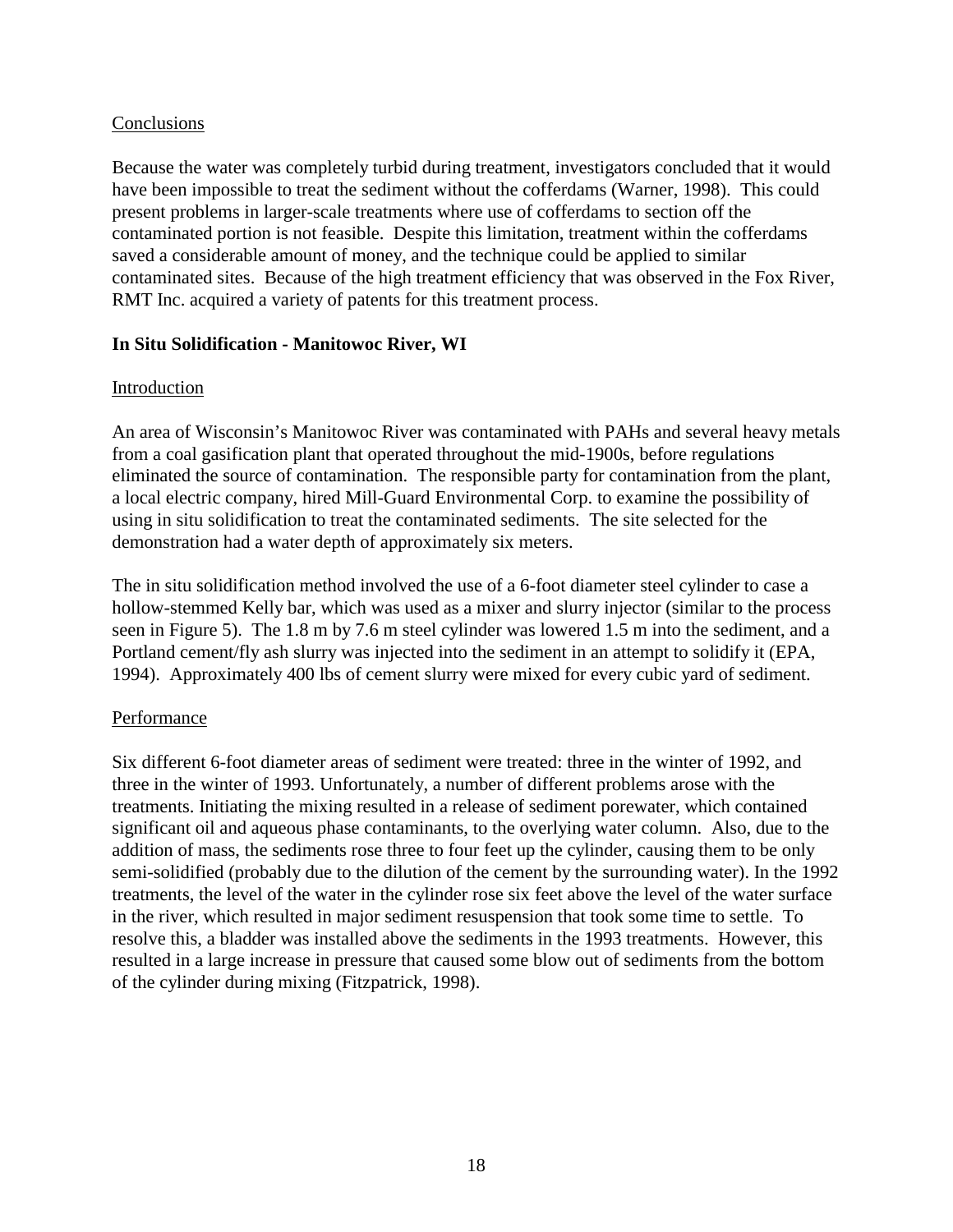Conclusions

Because the water was completely turbid during treatment, investigators concluded that it would have been impossible to treat the sediment without the cofferdams (Warner, 1998). This could present problems in larger-scale treatments where use of cofferdams to section off the contaminated portion is not feasible. Despite this limitation, treatment within the cofferdams saved a considerable amount of money, and the technique could be applied to similar contaminated sites. Because of the high treatment efficiency that was observed in the Fox River, RMT Inc. acquired a variety of patents for this treatment process.

**In Situ Solidification - Manitowoc River, WI**

Introduction

An area of Wisconsin's Manitowoc River was contaminated with PAHs and several heavy metals from a coal gasification plant that operated throughout the mid-1900s, before regulations eliminated the source of contamination. The responsible party for contamination from the plant, a local electric company, hired Mill-Guard Environmental Corp. to examine the possibility of using in situ solidification to treat the contaminated sediments. The site selected for the demonstration had a water depth of approximately six meters.

The in situ solidification method involved the use of a 6-foot diameter steel cylinder to case a hollow-stemmed Kelly bar, which was used as a mixer and slurry injector (similar to the process seen in Figure 5). The 1.8 m by 7.6 m steel cylinder was lowered 1.5 m into the sediment, and a Portland cement/fly ash slurry was injected into the sediment in an attempt to solidify it (EPA, 1994). Approximately 400 lbs of cement slurry were mixed for every cubic yard of sediment.

Performance

Six different 6-foot diameter areas of sediment were treated: three in the winter of 1992, and three in the winter of 1993. Unfortunately, a number of different problems arose with the treatments. Initiating the mixing resulted in a release of sediment porewater, which contained significant oil and aqueous phase contaminants, to the overlying water column. Also, due to the addition of mass, the sediments rose three to four feet up the cylinder, causing them to be only semi-solidified (probably due to the dilution of the cement by the surrounding water). In the 1992 treatments, the level of the water in the cylinder rose six feet above the level of the water surface in the river, which resulted in major sediment resuspension that took some time to settle. To resolve this, a bladder was installed above the sediments in the 1993 treatments. However, this resulted in a large increase in pressure that caused some blow out of sediments from the bottom of the cylinder during mixing (Fitzpatrick, 1998).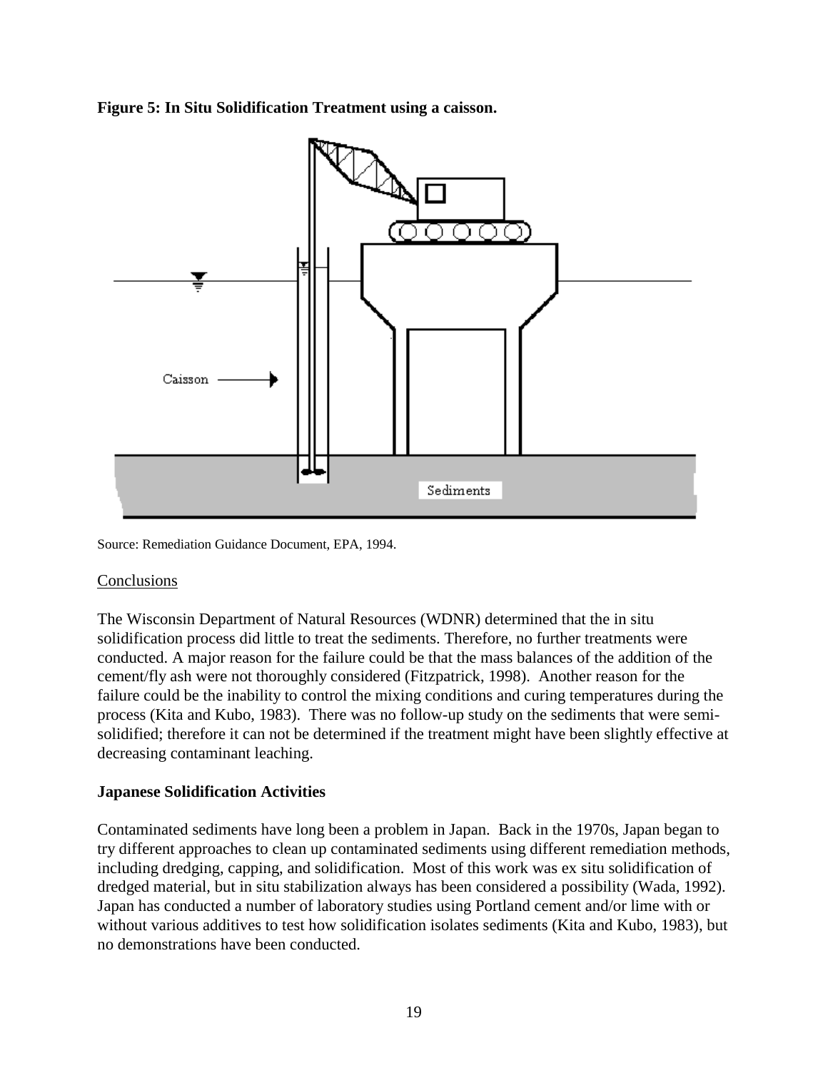**Figure 5: In Situ Solidification Treatment using a caisson.**

Source: Remediation Guidance Document, EPA, 1994.

Conclusions

The Wisconsin Department of Natural Resources (WDNR) determined that the in situ solidification process did little to treat the sediments. Therefore, no further treatments were conducted. A major reason for the failure could be that the mass balances of the addition of the cement/fly ash were not thoroughly considered (Fitzpatrick, 1998). Another reason for the failure could be the inability to control the mixing conditions and curing temperatures during the process (Kita and Kubo, 1983). There was no follow-up study on the sediments that were semi-solidified; therefore it can not be determined if the treatment might have been slightly effective at decreasing contaminant leaching.

## Japanese Solidification Activities

Contaminated sediments have long been a problem in Japan. Back in the 1970s, Japan began to try different approaches to clean up contaminated sediments using different remediation methods, including dredging, capping, and solidification. Most of this work was ex situ solidification of dredged material, but in situ stabilization always has been considered a possibility (Wada, 1992). Japan has conducted a number of laboratory studies using Portland cement and/or lime with or without various additives to test how solidification isolates sediments (Kita and Kubo, 1983), but no demonstrations have been conducted.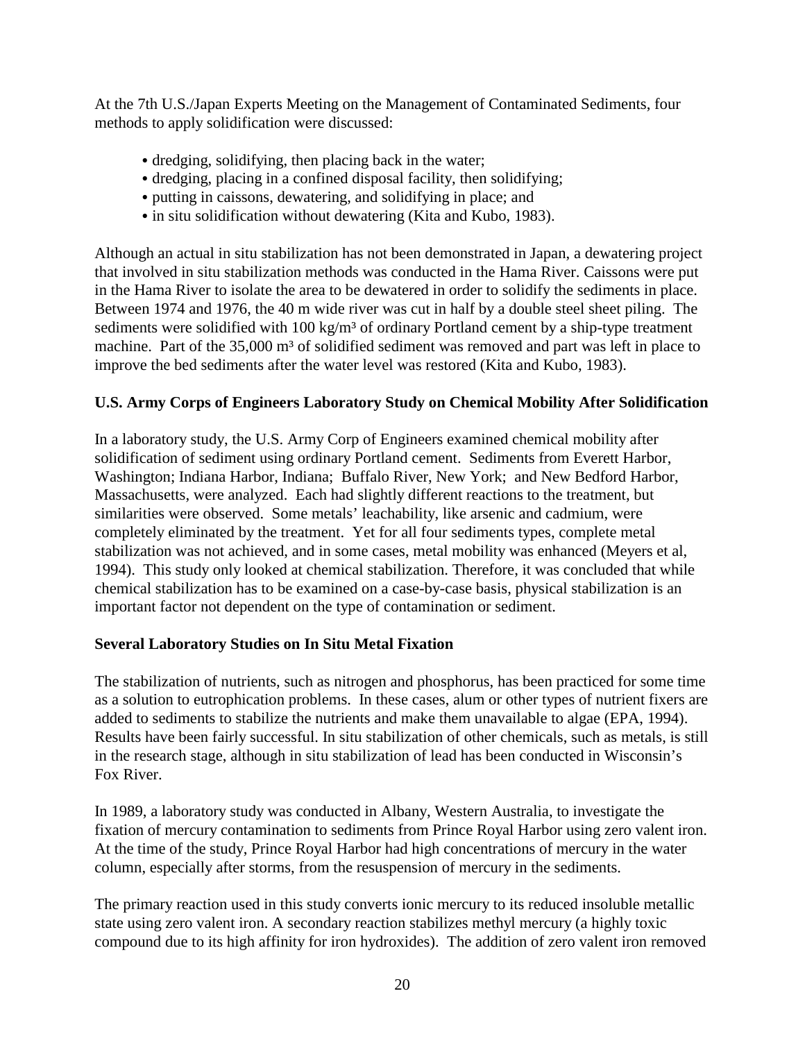At the 7th U.S./Japan Experts Meeting on the Management of Contaminated Sediments, four methods to apply solidification were discussed:

- dredging, solidifying, then placing back in the water;
- dredging, placing in a confined disposal facility, then solidifying;
- putting in caissons, dewatering, and solidifying in place; and
- in situ solidification without dewatering (Kita and Kubo, 1983).

Although an actual in situ stabilization has not been demonstrated in Japan, a dewatering project that involved in situ stabilization methods was conducted in the Hama River. Caissons were put in the Hama River to isolate the area to be dewatered in order to solidify the sediments in place. Between 1974 and 1976, the 40 m wide river was cut in half by a double steel sheet piling. The sediments were solidified with 100 kg/m³ of ordinary Portland cement by a ship-type treatment machine. Part of the 35,000 m³ of solidified sediment was removed and part was left in place to improve the bed sediments after the water level was restored (Kita and Kubo, 1983).

**U.S. Army Corps of Engineers Laboratory Study on Chemical Mobility After Solidification**

In a laboratory study, the U.S. Army Corp of Engineers examined chemical mobility after solidification of sediment using ordinary Portland cement. Sediments from Everett Harbor, Washington; Indiana Harbor, Indiana; Buffalo River, New York; and New Bedford Harbor, Massachusetts, were analyzed. Each had slightly different reactions to the treatment, but similarities were observed. Some metals' leachability, like arsenic and cadmium, were completely eliminated by the treatment. Yet for all four sediments types, complete metal stabilization was not achieved, and in some cases, metal mobility was enhanced (Meyers et al, 1994). This study only looked at chemical stabilization. Therefore, it was concluded that while chemical stabilization has to be examined on a case-by-case basis, physical stabilization is an important factor not dependent on the type of contamination or sediment.

**Several Laboratory Studies on In Situ Metal Fixation**

The stabilization of nutrients, such as nitrogen and phosphorus, has been practiced for some time as a solution to eutrophication problems. In these cases, alum or other types of nutrient fixers are added to sediments to stabilize the nutrients and make them unavailable to algae (EPA, 1994). Results have been fairly successful. In situ stabilization of other chemicals, such as metals, is still in the research stage, although in situ stabilization of lead has been conducted in Wisconsin's Fox River.

In 1989, a laboratory study was conducted in Albany, Western Australia, to investigate the fixation of mercury contamination to sediments from Prince Royal Harbor using zero valent iron. At the time of the study, Prince Royal Harbor had high concentrations of mercury in the water column, especially after storms, from the resuspension of mercury in the sediments.

The primary reaction used in this study converts ionic mercury to its reduced insoluble metallic state using zero valent iron. A secondary reaction stabilizes methyl mercury (a highly toxic compound due to its high affinity for iron hydroxides). The addition of zero valent iron removed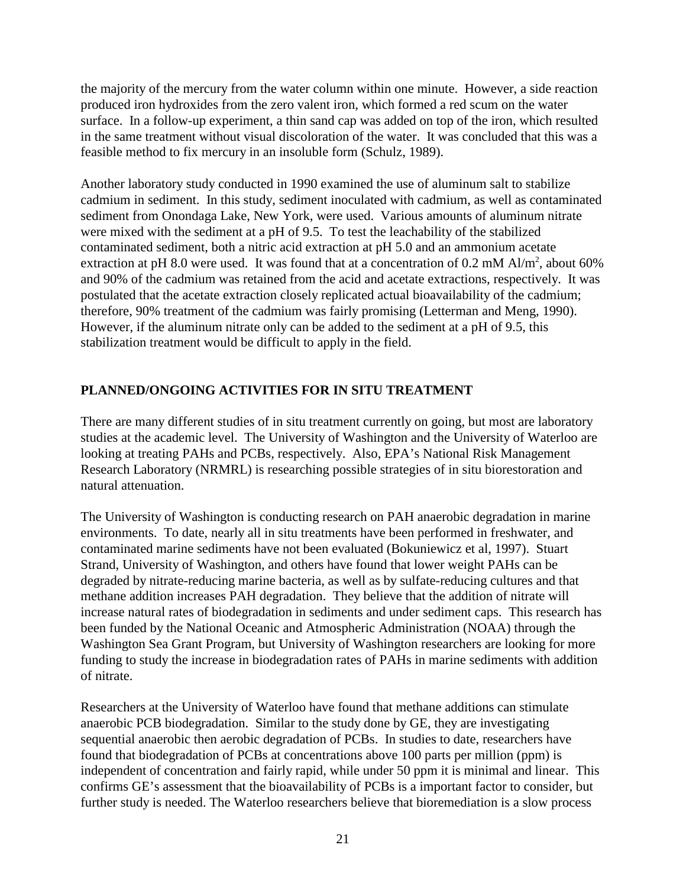the majority of the mercury from the water column within one minute. However, a side reaction produced iron hydroxides from the zero valent iron, which formed a red scum on the water surface. In a follow-up experiment, a thin sand cap was added on top of the iron, which resulted in the same treatment without visual discoloration of the water. It was concluded that this was a feasible method to fix mercury in an insoluble form (Schulz, 1989).

Another laboratory study conducted in 1990 examined the use of aluminum salt to stabilize cadmium in sediment. In this study, sediment inoculated with cadmium, as well as contaminated sediment from Onondaga Lake, New York, were used. Various amounts of aluminum nitrate were mixed with the sediment at a pH of 9.5. To test the leachability of the stabilized contaminated sediment, both a nitric acid extraction at pH 5.0 and an ammonium acetate extraction at pH 8.0 were used. It was found that at a concentration of 0.2 mM Al/$m^2$, about 60% and 90% of the cadmium was retained from the acid and acetate extractions, respectively. It was postulated that the acetate extraction closely replicated actual bioavailability of the cadmium; therefore, 90% treatment of the cadmium was fairly promising (Letterman and Meng, 1990). However, if the aluminum nitrate only can be added to the sediment at a pH of 9.5, this stabilization treatment would be difficult to apply in the field.

## PLANNED/ONGOING ACTIVITIES FOR IN SITU TREATMENT

There are many different studies of in situ treatment currently on going, but most are laboratory studies at the academic level. The University of Washington and the University of Waterloo are looking at treating PAHs and PCBs, respectively. Also, EPA's National Risk Management Research Laboratory (NRMRL) is researching possible strategies of in situ biorestoration and natural attenuation.

The University of Washington is conducting research on PAH anaerobic degradation in marine environments. To date, nearly all in situ treatments have been performed in freshwater, and contaminated marine sediments have not been evaluated (Bokuniewicz et al, 1997). Stuart Strand, University of Washington, and others have found that lower weight PAHs can be degraded by nitrate-reducing marine bacteria, as well as by sulfate-reducing cultures and that methane addition increases PAH degradation. They believe that the addition of nitrate will increase natural rates of biodegradation in sediments and under sediment caps. This research has been funded by the National Oceanic and Atmospheric Administration (NOAA) through the Washington Sea Grant Program, but University of Washington researchers are looking for more funding to study the increase in biodegradation rates of PAHs in marine sediments with addition of nitrate.

Researchers at the University of Waterloo have found that methane additions can stimulate anaerobic PCB biodegradation. Similar to the study done by GE, they are investigating sequential anaerobic then aerobic degradation of PCBs. In studies to date, researchers have found that biodegradation of PCBs at concentrations above 100 parts per million (ppm) is independent of concentration and fairly rapid, while under 50 ppm it is minimal and linear. This confirms GE's assessment that the bioavailability of PCBs is a important factor to consider, but further study is needed. The Waterloo researchers believe that bioremediation is a slow process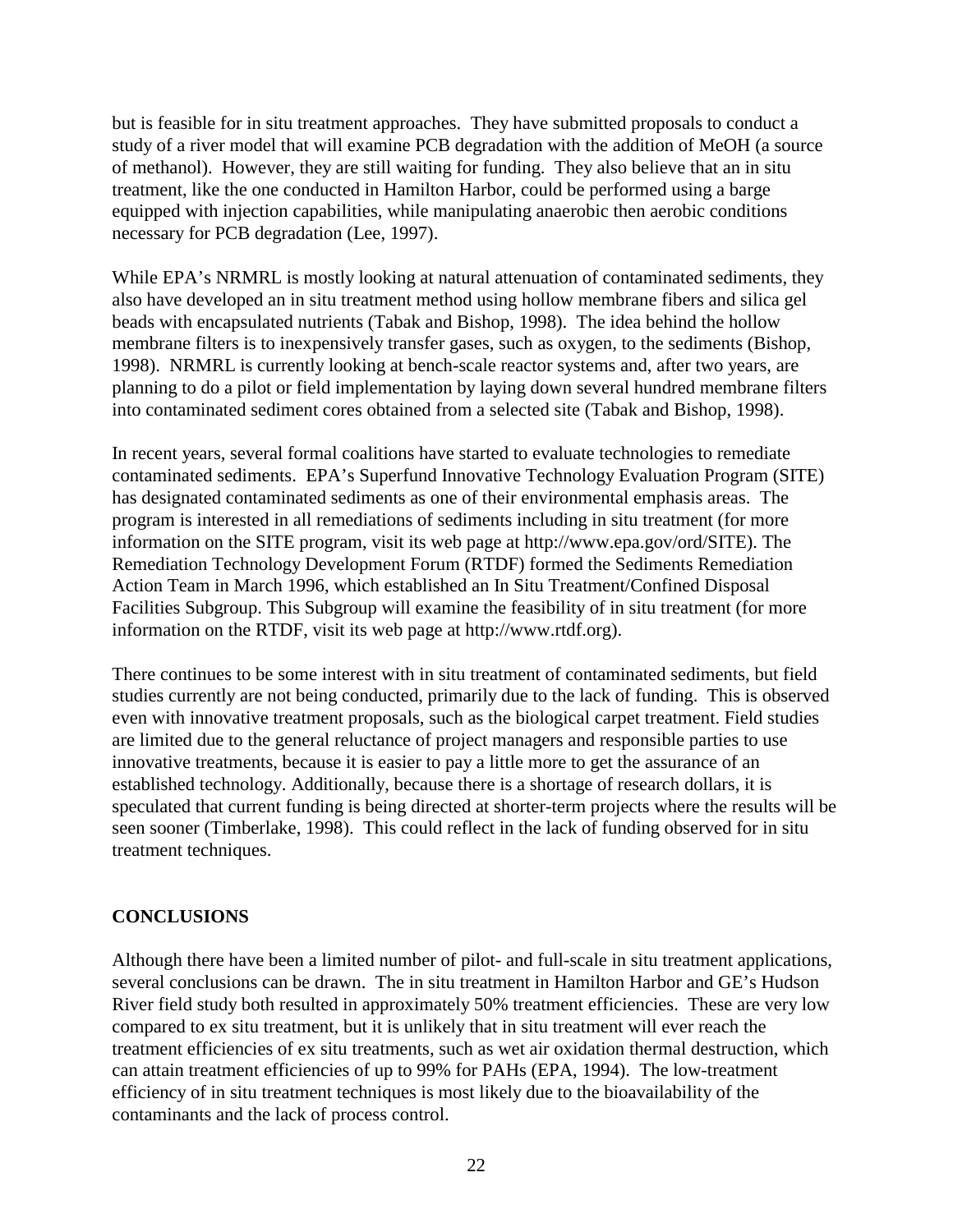but is feasible for in situ treatment approaches. They have submitted proposals to conduct a study of a river model that will examine PCB degradation with the addition of MeOH (a source of methanol). However, they are still waiting for funding. They also believe that an in situ treatment, like the one conducted in Hamilton Harbor, could be performed using a barge equipped with injection capabilities, while manipulating anaerobic then aerobic conditions necessary for PCB degradation (Lee, 1997).

While EPA's NRMRL is mostly looking at natural attenuation of contaminated sediments, they also have developed an in situ treatment method using hollow membrane fibers and silica gel beads with encapsulated nutrients (Tabak and Bishop, 1998). The idea behind the hollow membrane filters is to inexpensively transfer gases, such as oxygen, to the sediments (Bishop, 1998). NRMRL is currently looking at bench-scale reactor systems and, after two years, are planning to do a pilot or field implementation by laying down several hundred membrane filters into contaminated sediment cores obtained from a selected site (Tabak and Bishop, 1998).

In recent years, several formal coalitions have started to evaluate technologies to remediate contaminated sediments. EPA's Superfund Innovative Technology Evaluation Program (SITE) has designated contaminated sediments as one of their environmental emphasis areas. The program is interested in all remediations of sediments including in situ treatment (for more information on the SITE program, visit its web page at http://www.epa.gov/ord/SITE). The Remediation Technology Development Forum (RTDF) formed the Sediments Remediation Action Team in March 1996, which established an In Situ Treatment/Confined Disposal Facilities Subgroup. This Subgroup will examine the feasibility of in situ treatment (for more information on the RTDF, visit its web page at http://www.rtdf.org).

There continues to be some interest with in situ treatment of contaminated sediments, but field studies currently are not being conducted, primarily due to the lack of funding. This is observed even with innovative treatment proposals, such as the biological carpet treatment. Field studies are limited due to the general reluctance of project managers and responsible parties to use innovative treatments, because it is easier to pay a little more to get the assurance of an established technology. Additionally, because there is a shortage of research dollars, it is speculated that current funding is being directed at shorter-term projects where the results will be seen sooner (Timberlake, 1998). This could reflect in the lack of funding observed for in situ treatment techniques.

## CONCLUSIONS

Although there have been a limited number of pilot- and full-scale in situ treatment applications, several conclusions can be drawn. The in situ treatment in Hamilton Harbor and GE's Hudson River field study both resulted in approximately 50% treatment efficiencies. These are very low compared to ex situ treatment, but it is unlikely that in situ treatment will ever reach the treatment efficiencies of ex situ treatments, such as wet air oxidation thermal destruction, which can attain treatment efficiencies of up to 99% for PAHs (EPA, 1994). The low-treatment efficiency of in situ treatment techniques is most likely due to the bioavailability of the contaminants and the lack of process control.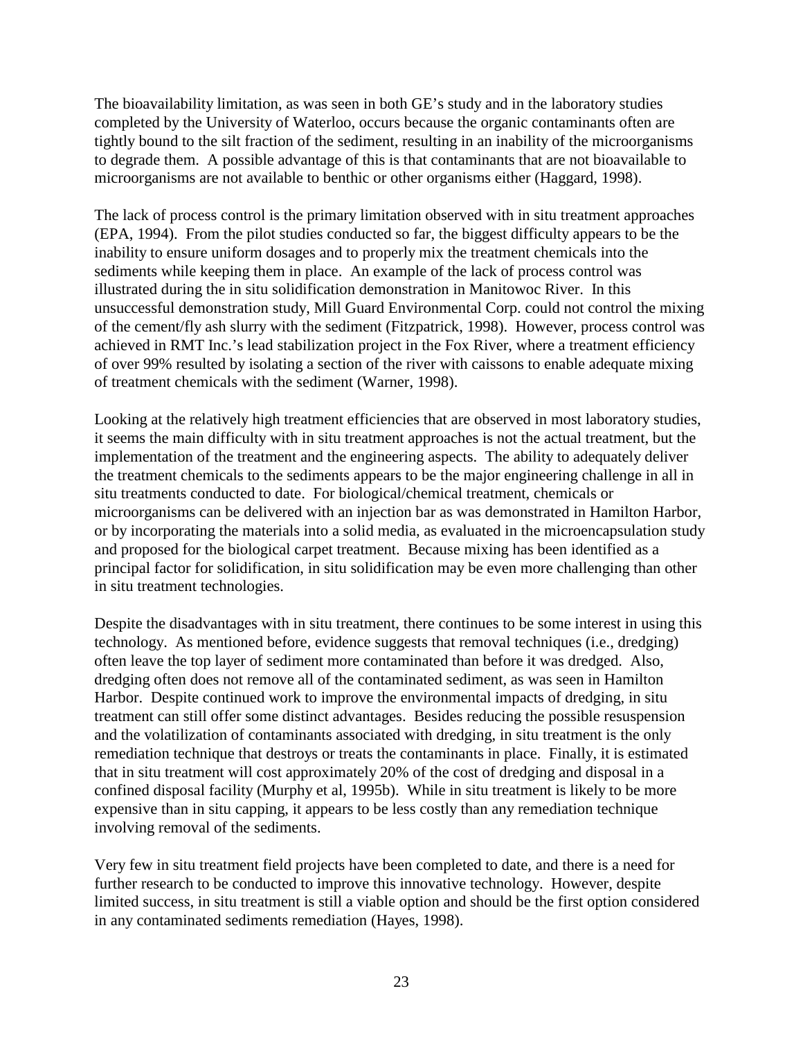The bioavailability limitation, as was seen in both GE's study and in the laboratory studies completed by the University of Waterloo, occurs because the organic contaminants often are tightly bound to the silt fraction of the sediment, resulting in an inability of the microorganisms to degrade them. A possible advantage of this is that contaminants that are not bioavailable to microorganisms are not available to benthic or other organisms either (Haggard, 1998).

The lack of process control is the primary limitation observed with in situ treatment approaches (EPA, 1994). From the pilot studies conducted so far, the biggest difficulty appears to be the inability to ensure uniform dosages and to properly mix the treatment chemicals into the sediments while keeping them in place. An example of the lack of process control was illustrated during the in situ solidification demonstration in Manitowoc River. In this unsuccessful demonstration study, Mill Guard Environmental Corp. could not control the mixing of the cement/fly ash slurry with the sediment (Fitzpatrick, 1998). However, process control was achieved in RMT Inc.'s lead stabilization project in the Fox River, where a treatment efficiency of over 99% resulted by isolating a section of the river with caissons to enable adequate mixing of treatment chemicals with the sediment (Warner, 1998).

Looking at the relatively high treatment efficiencies that are observed in most laboratory studies, it seems the main difficulty with in situ treatment approaches is not the actual treatment, but the implementation of the treatment and the engineering aspects. The ability to adequately deliver the treatment chemicals to the sediments appears to be the major engineering challenge in all in situ treatments conducted to date. For biological/chemical treatment, chemicals or microorganisms can be delivered with an injection bar as was demonstrated in Hamilton Harbor, or by incorporating the materials into a solid media, as evaluated in the microencapsulation study and proposed for the biological carpet treatment. Because mixing has been identified as a principal factor for solidification, in situ solidification may be even more challenging than other in situ treatment technologies.

Despite the disadvantages with in situ treatment, there continues to be some interest in using this technology. As mentioned before, evidence suggests that removal techniques (i.e., dredging) often leave the top layer of sediment more contaminated than before it was dredged. Also, dredging often does not remove all of the contaminated sediment, as was seen in Hamilton Harbor. Despite continued work to improve the environmental impacts of dredging, in situ treatment can still offer some distinct advantages. Besides reducing the possible resuspension and the volatilization of contaminants associated with dredging, in situ treatment is the only remediation technique that destroys or treats the contaminants in place. Finally, it is estimated that in situ treatment will cost approximately 20% of the cost of dredging and disposal in a confined disposal facility (Murphy et al, 1995b). While in situ treatment is likely to be more expensive than in situ capping, it appears to be less costly than any remediation technique involving removal of the sediments.

Very few in situ treatment field projects have been completed to date, and there is a need for further research to be conducted to improve this innovative technology. However, despite limited success, in situ treatment is still a viable option and should be the first option considered in any contaminated sediments remediation (Hayes, 1998).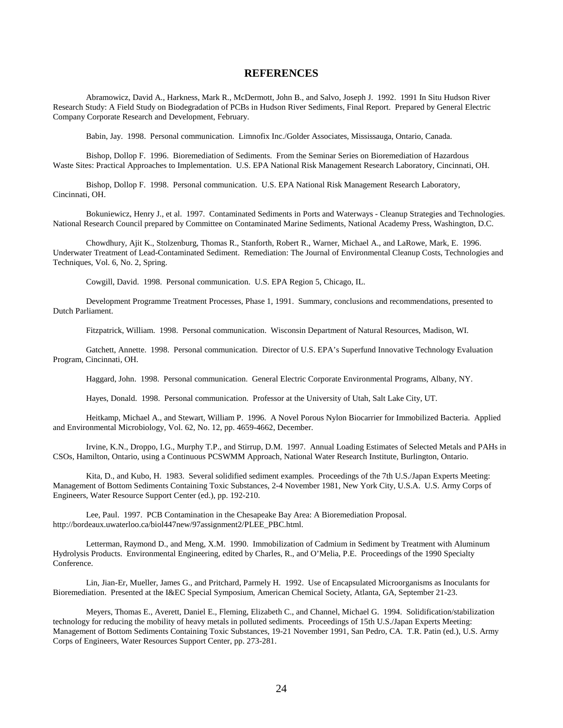## REFERENCES

Abramowicz, David A., Harkness, Mark R., McDermott, John B., and Salvo, Joseph J. 1992. 1991 In Situ Hudson River Research Study: A Field Study on Biodegradation of PCBs in Hudson River Sediments, Final Report. Prepared by General Electric Company Corporate Research and Development, February.

Babin, Jay. 1998. Personal communication. Limnofix Inc./Golder Associates, Mississauga, Ontario, Canada.

Bishop, Dollop F. 1996. Bioremediation of Sediments. From the Seminar Series on Bioremediation of Hazardous Waste Sites: Practical Approaches to Implementation. U.S. EPA National Risk Management Research Laboratory, Cincinnati, OH.

Bishop, Dollop F. 1998. Personal communication. U.S. EPA National Risk Management Research Laboratory, Cincinnati, OH.

Bokuniewicz, Henry J., et al. 1997. Contaminated Sediments in Ports and Waterways - Cleanup Strategies and Technologies. National Research Council prepared by Committee on Contaminated Marine Sediments, National Academy Press, Washington, D.C.

Chowdhury, Ajit K., Stolzenburg, Thomas R., Stanforth, Robert R., Warner, Michael A., and LaRowe, Mark, E. 1996. Underwater Treatment of Lead-Contaminated Sediment. Remediation: The Journal of Environmental Cleanup Costs, Technologies and Techniques, Vol. 6, No. 2, Spring.

Cowgill, David. 1998. Personal communication. U.S. EPA Region 5, Chicago, IL.

Development Programme Treatment Processes, Phase 1, 1991. Summary, conclusions and recommendations, presented to Dutch Parliament.

Fitzpatrick, William. 1998. Personal communication. Wisconsin Department of Natural Resources, Madison, WI.

Gatchett, Annette. 1998. Personal communication. Director of U.S. EPA's Superfund Innovative Technology Evaluation Program, Cincinnati, OH.

Haggard, John. 1998. Personal communication. General Electric Corporate Environmental Programs, Albany, NY.

Hayes, Donald. 1998. Personal communication. Professor at the University of Utah, Salt Lake City, UT.

Heitkamp, Michael A., and Stewart, William P. 1996. A Novel Porous Nylon Biocarrier for Immobilized Bacteria. Applied and Environmental Microbiology, Vol. 62, No. 12, pp. 4659-4662, December.

Irvine, K.N., Droppo, I.G., Murphy T.P., and Stirrup, D.M. 1997. Annual Loading Estimates of Selected Metals and PAHs in CSOs, Hamilton, Ontario, using a Continuous PCSWMM Approach, National Water Research Institute, Burlington, Ontario.

Kita, D., and Kubo, H. 1983. Several solidified sediment examples. Proceedings of the 7th U.S./Japan Experts Meeting: Management of Bottom Sediments Containing Toxic Substances, 2-4 November 1981, New York City, U.S.A. U.S. Army Corps of Engineers, Water Resource Support Center (ed.), pp. 192-210.

Lee, Paul. 1997. PCB Contamination in the Chesapeake Bay Area: A Bioremediation Proposal. http://bordeaux.uwaterloo.ca/biol447new/97assignment2/PLEE_PBC.html.

Letterman, Raymond D., and Meng, X.M. 1990. Immobilization of Cadmium in Sediment by Treatment with Aluminum Hydrolysis Products. Environmental Engineering, edited by Charles, R., and O'Melia, P.E. Proceedings of the 1990 Specialty Conference.

Lin, Jian-Er, Mueller, James G., and Pritchard, Parmely H. 1992. Use of Encapsulated Microorganisms as Inoculants for Bioremediation. Presented at the I&EC Special Symposium, American Chemical Society, Atlanta, GA, September 21-23.

Meyers, Thomas E., Averett, Daniel E., Fleming, Elizabeth C., and Channel, Michael G. 1994. Solidification/stabilization technology for reducing the mobility of heavy metals in polluted sediments. Proceedings of 15th U.S./Japan Experts Meeting: Management of Bottom Sediments Containing Toxic Substances, 19-21 November 1991, San Pedro, CA. T.R. Patin (ed.), U.S. Army Corps of Engineers, Water Resources Support Center, pp. 273-281.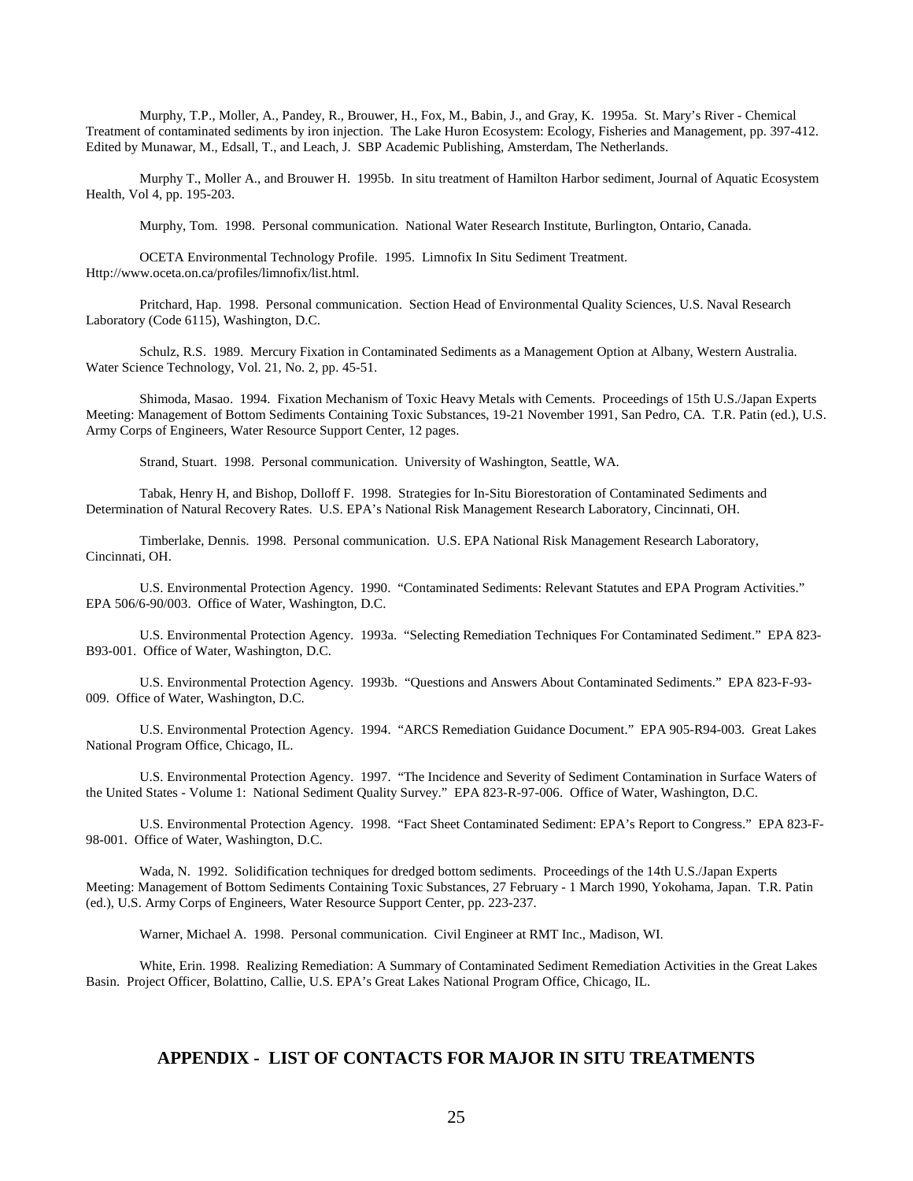Murphy, T.P., Moller, A., Pandey, R., Brouwer, H., Fox, M., Babin, J., and Gray, K. 1995a. St. Mary's River - Chemical Treatment of contaminated sediments by iron injection. The Lake Huron Ecosystem: Ecology, Fisheries and Management, pp. 397-412. Edited by Munawar, M., Edsall, T., and Leach, J. SBP Academic Publishing, Amsterdam, The Netherlands.

Murphy T., Moller A., and Brouwer H. 1995b. In situ treatment of Hamilton Harbor sediment, Journal of Aquatic Ecosystem Health, Vol 4, pp. 195-203.

Murphy, Tom. 1998. Personal communication. National Water Research Institute, Burlington, Ontario, Canada.

OCETA Environmental Technology Profile. 1995. Limnofix In Situ Sediment Treatment. Http://www.oceta.on.ca/profiles/limnofix/list.html.

Pritchard, Hap. 1998. Personal communication. Section Head of Environmental Quality Sciences, U.S. Naval Research Laboratory (Code 6115), Washington, D.C.

Schulz, R.S. 1989. Mercury Fixation in Contaminated Sediments as a Management Option at Albany, Western Australia. Water Science Technology, Vol. 21, No. 2, pp. 45-51.

Shimoda, Masao. 1994. Fixation Mechanism of Toxic Heavy Metals with Cements. Proceedings of 15th U.S./Japan Experts Meeting: Management of Bottom Sediments Containing Toxic Substances, 19-21 November 1991, San Pedro, CA. T.R. Patin (ed.), U.S. Army Corps of Engineers, Water Resource Support Center, 12 pages.

Strand, Stuart. 1998. Personal communication. University of Washington, Seattle, WA.

Tabak, Henry H, and Bishop, Dolloff F. 1998. Strategies for In-Situ Biorestoration of Contaminated Sediments and Determination of Natural Recovery Rates. U.S. EPA's National Risk Management Research Laboratory, Cincinnati, OH.

Timberlake, Dennis. 1998. Personal communication. U.S. EPA National Risk Management Research Laboratory, Cincinnati, OH.

U.S. Environmental Protection Agency. 1990. "Contaminated Sediments: Relevant Statutes and EPA Program Activities." EPA 506/6-90/003. Office of Water, Washington, D.C.

U.S. Environmental Protection Agency. 1993a. "Selecting Remediation Techniques For Contaminated Sediment." EPA 823-B93-001. Office of Water, Washington, D.C.

U.S. Environmental Protection Agency. 1993b. "Questions and Answers About Contaminated Sediments." EPA 823-F-93-009. Office of Water, Washington, D.C.

U.S. Environmental Protection Agency. 1994. "ARCS Remediation Guidance Document." EPA 905-R94-003. Great Lakes National Program Office, Chicago, IL.

U.S. Environmental Protection Agency. 1997. "The Incidence and Severity of Sediment Contamination in Surface Waters of the United States - Volume 1: National Sediment Quality Survey." EPA 823-R-97-006. Office of Water, Washington, D.C.

U.S. Environmental Protection Agency. 1998. "Fact Sheet Contaminated Sediment: EPA's Report to Congress." EPA 823-F-98-001. Office of Water, Washington, D.C.

Wada, N. 1992. Solidification techniques for dredged bottom sediments. Proceedings of the 14th U.S./Japan Experts Meeting: Management of Bottom Sediments Containing Toxic Substances, 27 February - 1 March 1990, Yokohama, Japan. T.R. Patin (ed.), U.S. Army Corps of Engineers, Water Resource Support Center, pp. 223-237.

Warner, Michael A. 1998. Personal communication. Civil Engineer at RMT Inc., Madison, WI.

White, Erin. 1998. Realizing Remediation: A Summary of Contaminated Sediment Remediation Activities in the Great Lakes Basin. Project Officer, Bolattino, Callie, U.S. EPA's Great Lakes National Program Office, Chicago, IL.

## APPENDIX - LIST OF CONTACTS FOR MAJOR IN SITU TREATMENTS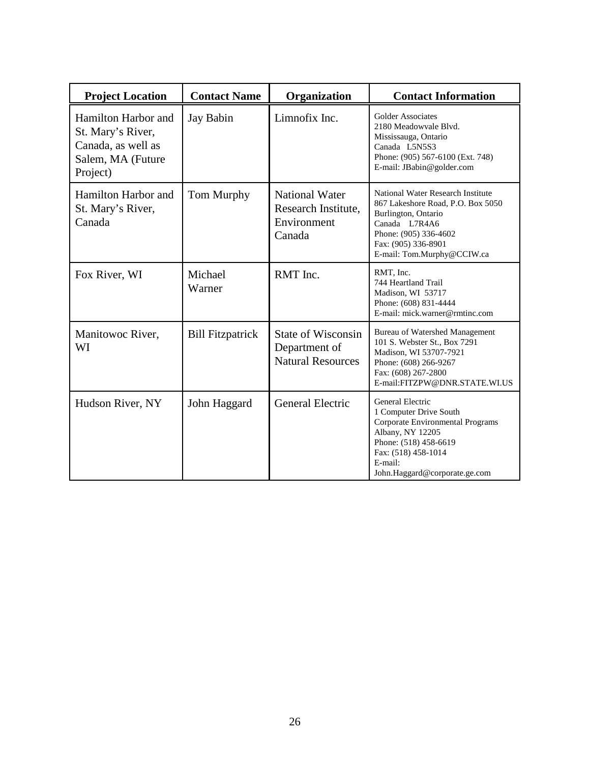| **Project Location** | **Contact Name** | **Organization** | **Contact Information** |
|---|---|---|---|
| Hamilton Harbor and St. Mary's River, Canada, as well as Salem, MA (Future Project) | Jay Babin | Limnofix Inc. | Golder Associates<br>2180 Meadowvale Blvd.<br>Mississauga, Ontario<br>Canada L5N5S3<br>Phone: (905) 567-6100 (Ext. 748)<br>E-mail: JBabin@golder.com |
| Hamilton Harbor and St. Mary's River, Canada | Tom Murphy | National Water Research Institute, Environment Canada | National Water Research Institute<br>867 Lakeshore Road, P.O. Box 5050<br>Burlington, Ontario<br>Canada L7R4A6<br>Phone: (905) 336-4602<br>Fax: (905) 336-8901<br>E-mail: Tom.Murphy@CCIW.ca |
| Fox River, WI | Michael Warner | RMT Inc. | RMT, Inc.<br>744 Heartland Trail<br>Madison, WI 53717<br>Phone: (608) 831-4444<br>E-mail: mick.warner@rmtinc.com |
| Manitowoc River, WI | Bill Fitzpatrick | State of Wisconsin Department of Natural Resources | Bureau of Watershed Management<br>101 S. Webster St., Box 7291<br>Madison, WI 53707-7921<br>Phone: (608) 266-9267<br>Fax: (608) 267-2800<br>E-mail:FITZPW@DNR.STATE.WI.US |
| Hudson River, NY | John Haggard | General Electric | General Electric<br>1 Computer Drive South<br>Corporate Environmental Programs<br>Albany, NY 12205<br>Phone: (518) 458-6619<br>Fax: (518) 458-1014<br>E-mail:<br>John.Haggard@corporate.ge.com |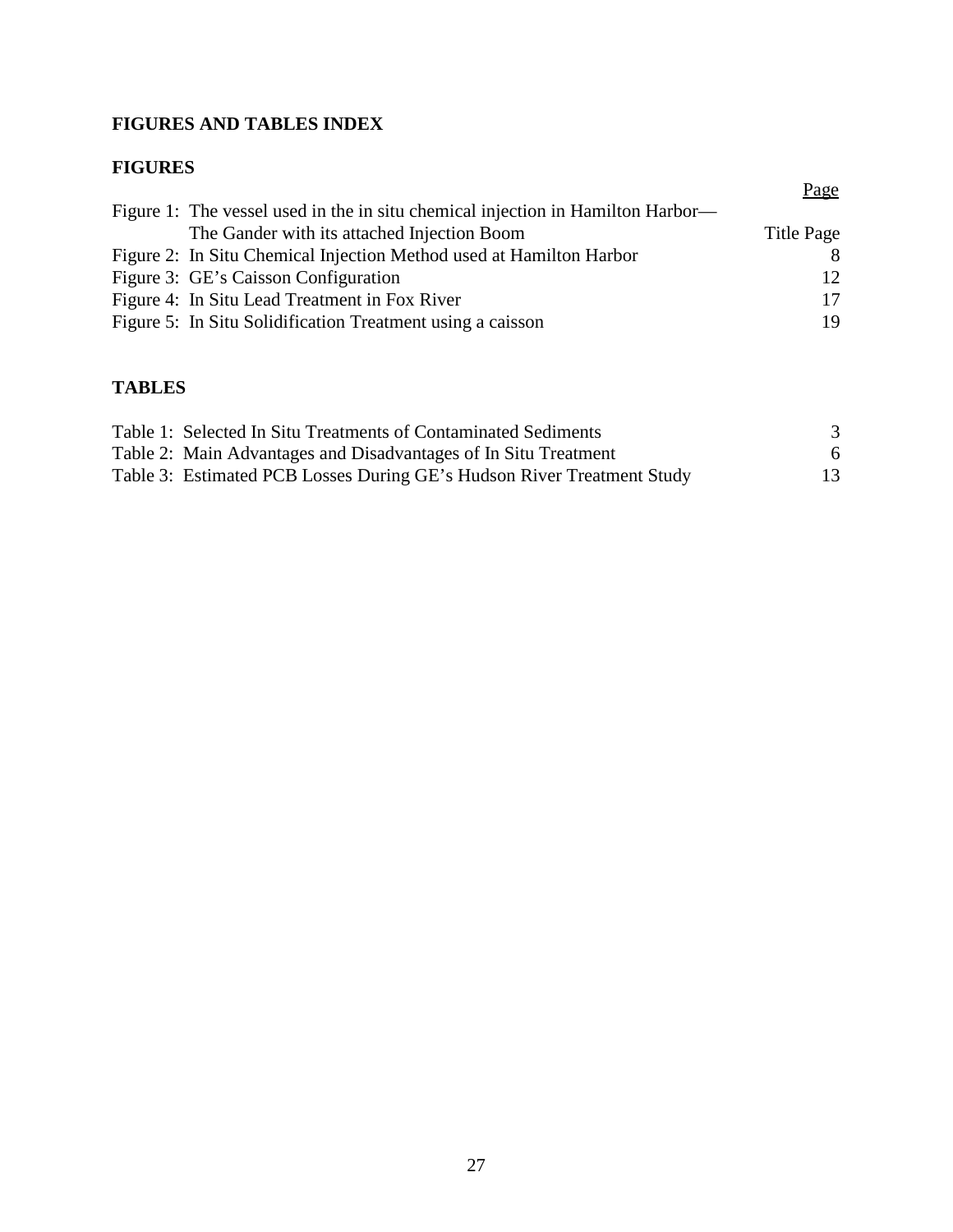**FIGURES AND TABLES INDEX**

**FIGURES**

| | Page |
|---|---|
| Figure 1: The vessel used in the in situ chemical injection in Hamilton Harbor—The Gander with its attached Injection Boom | Title Page |
| Figure 2: In Situ Chemical Injection Method used at Hamilton Harbor | 8 |
| Figure 3: GE's Caisson Configuration | 12 |
| Figure 4: In Situ Lead Treatment in Fox River | 17 |
| Figure 5: In Situ Solidification Treatment using a caisson | 19 |

**TABLES**

| | |
|---|---|
| Table 1: Selected In Situ Treatments of Contaminated Sediments | 3 |
| Table 2: Main Advantages and Disadvantages of In Situ Treatment | 6 |
| Table 3: Estimated PCB Losses During GE's Hudson River Treatment Study | 13 |